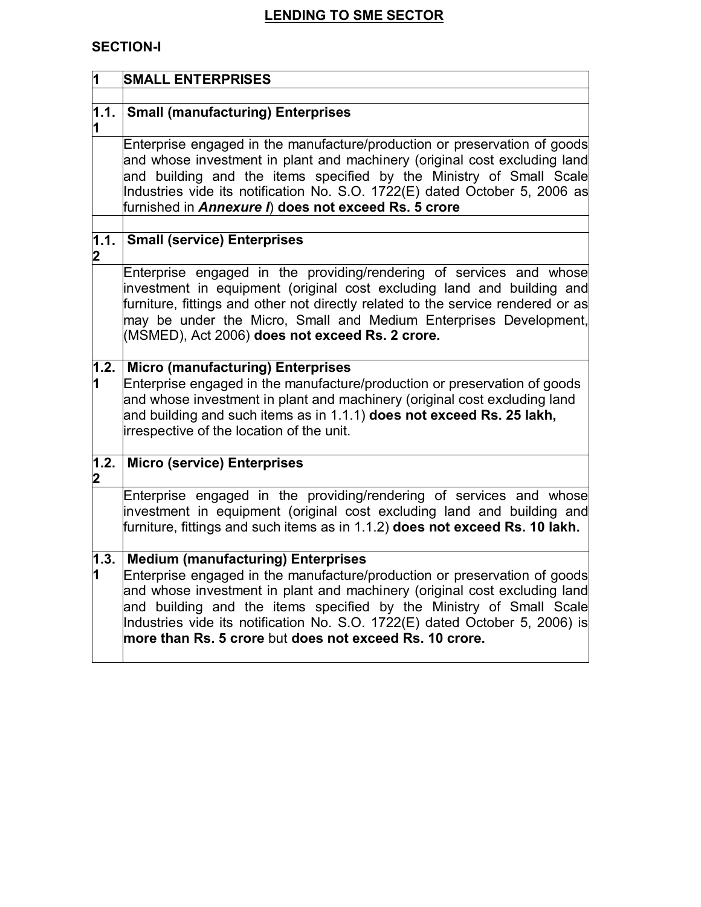# LENDING TO SME SECTOR

## SECTION-I

| 1 | **SMALL ENTERPRISES** |
|---|---|
| | |
| **1.1.1** | **Small (manufacturing) Enterprises** |
| | Enterprise engaged in the manufacture/production or preservation of goods and whose investment in plant and machinery (original cost excluding land and building and the items specified by the Ministry of Small Scale Industries vide its notification No. S.O. 1722(E) dated October 5, 2006 as furnished in ***Annexure I***) **does not exceed Rs. 5 crore** |
| | |
| **1.1.2** | **Small (service) Enterprises** |
| | Enterprise engaged in the providing/rendering of services and whose investment in equipment (original cost excluding land and building and furniture, fittings and other not directly related to the service rendered or as may be under the Micro, Small and Medium Enterprises Development, (MSMED), Act 2006) **does not exceed Rs. 2 crore.** |
| **1.2.1** | **Micro (manufacturing) Enterprises**<br>Enterprise engaged in the manufacture/production or preservation of goods and whose investment in plant and machinery (original cost excluding land and building and such items as in 1.1.1) **does not exceed Rs. 25 lakh,** irrespective of the location of the unit. |
| **1.2.2** | **Micro (service) Enterprises** |
| | Enterprise engaged in the providing/rendering of services and whose investment in equipment (original cost excluding land and building and furniture, fittings and such items as in 1.1.2) **does not exceed Rs. 10 lakh.** |
| **1.3.1** | **Medium (manufacturing) Enterprises**<br>Enterprise engaged in the manufacture/production or preservation of goods and whose investment in plant and machinery (original cost excluding land and building and the items specified by the Ministry of Small Scale Industries vide its notification No. S.O. 1722(E) dated October 5, 2006) is **more than Rs. 5 crore** but **does not exceed Rs. 10 crore.** |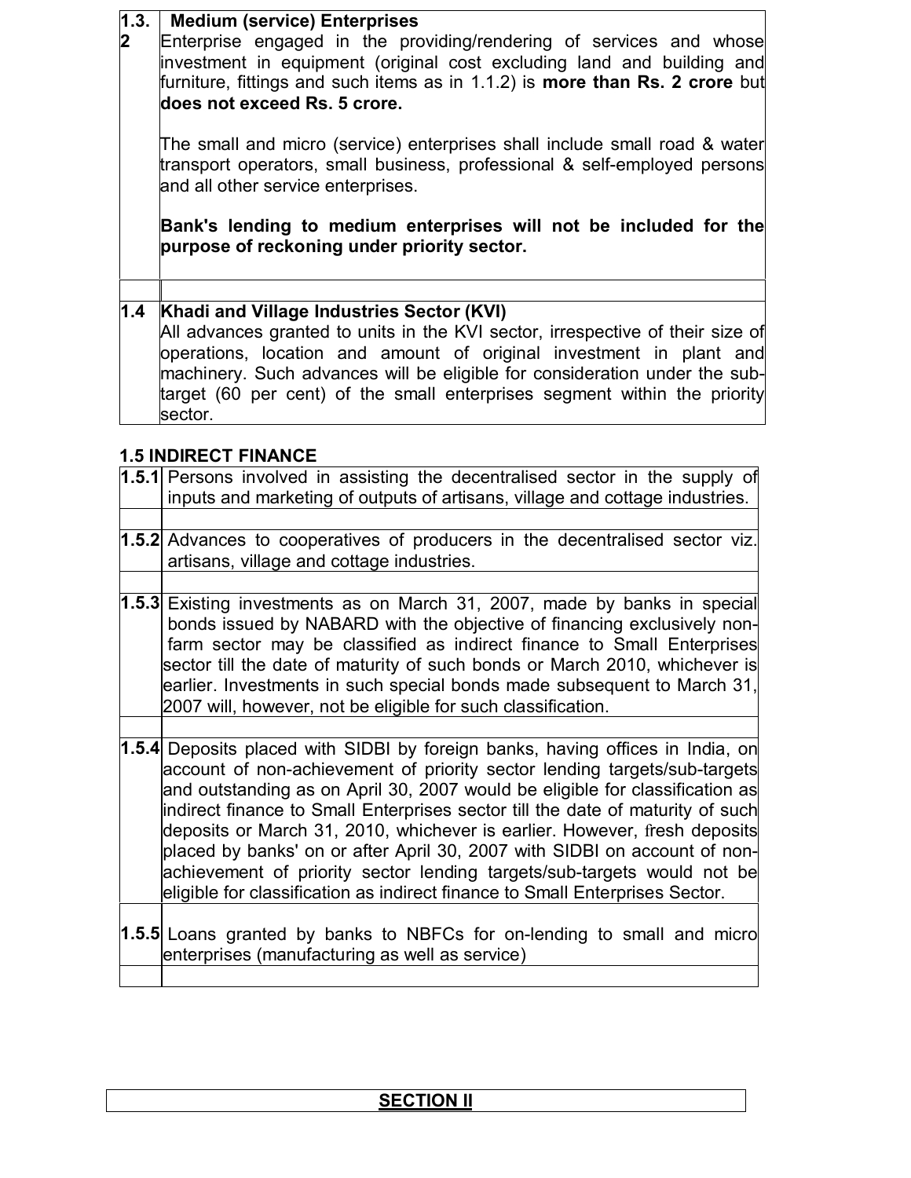| | |
|---|---|
| **1.3.2** | **Medium (service) Enterprises**<br>Enterprise engaged in the providing/rendering of services and whose investment in equipment (original cost excluding land and building and furniture, fittings and such items as in 1.1.2) is **more than Rs. 2 crore** but **does not exceed Rs. 5 crore.**<br><br>The small and micro (service) enterprises shall include small road & water transport operators, small business, professional & self-employed persons and all other service enterprises.<br><br>**Bank's lending to medium enterprises will not be included for the purpose of reckoning under priority sector.** |
| | |
| **1.4** | **Khadi and Village Industries Sector (KVI)**<br>All advances granted to units in the KVI sector, irrespective of their size of operations, location and amount of original investment in plant and machinery. Such advances will be eligible for consideration under the sub-target (60 per cent) of the small enterprises segment within the priority sector. |

**1.5 INDIRECT FINANCE**

| | |
|---|---|
| **1.5.1** | Persons involved in assisting the decentralised sector in the supply of inputs and marketing of outputs of artisans, village and cottage industries. |
| | |
| **1.5.2** | Advances to cooperatives of producers in the decentralised sector viz. artisans, village and cottage industries. |
| | |
| **1.5.3** | Existing investments as on March 31, 2007, made by banks in special bonds issued by NABARD with the objective of financing exclusively non-farm sector may be classified as indirect finance to Small Enterprises sector till the date of maturity of such bonds or March 2010, whichever is earlier. Investments in such special bonds made subsequent to March 31, 2007 will, however, not be eligible for such classification. |
| | |
| **1.5.4** | Deposits placed with SIDBI by foreign banks, having offices in India, on account of non-achievement of priority sector lending targets/sub-targets and outstanding as on April 30, 2007 would be eligible for classification as indirect finance to Small Enterprises sector till the date of maturity of such deposits or March 31, 2010, whichever is earlier. However, fresh deposits placed by banks' on or after April 30, 2007 with SIDBI on account of non-achievement of priority sector lending targets/sub-targets would not be eligible for classification as indirect finance to Small Enterprises Sector. |
| **1.5.5** | Loans granted by banks to NBFCs for on-lending to small and micro enterprises (manufacturing as well as service) |
| | |

## SECTION II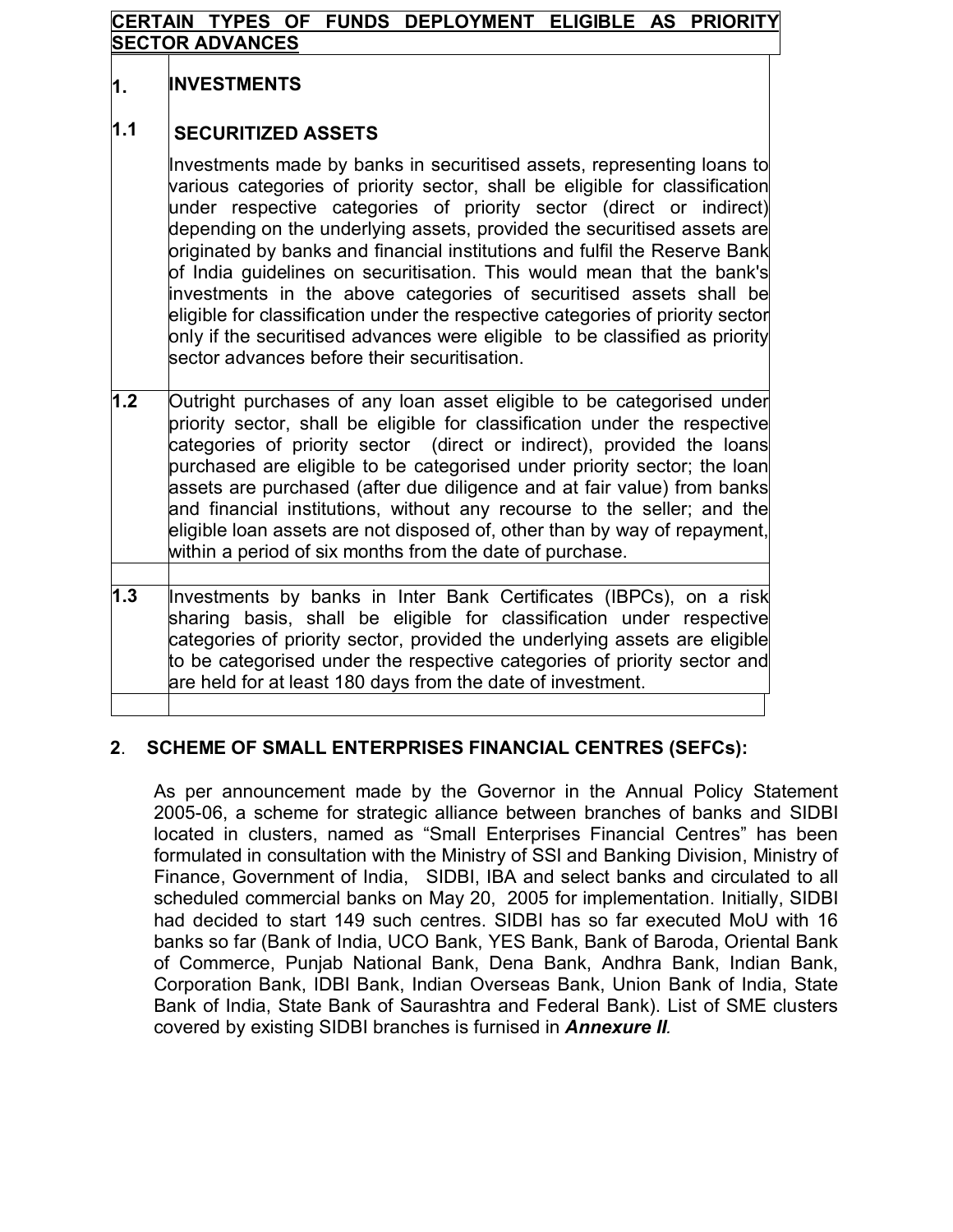## CERTAIN TYPES OF FUNDS DEPLOYMENT ELIGIBLE AS PRIORITY SECTOR ADVANCES

| | |
|---|---|
| **1.** | **INVESTMENTS** |
| **1.1** | **SECURITIZED ASSETS**<br>Investments made by banks in securitised assets, representing loans to various categories of priority sector, shall be eligible for classification under respective categories of priority sector (direct or indirect) depending on the underlying assets, provided the securitised assets are originated by banks and financial institutions and fulfil the Reserve Bank of India guidelines on securitisation. This would mean that the bank's investments in the above categories of securitised assets shall be eligible for classification under the respective categories of priority sector only if the securitised advances were eligible to be classified as priority sector advances before their securitisation. |
| **1.2** | Outright purchases of any loan asset eligible to be categorised under priority sector, shall be eligible for classification under the respective categories of priority sector (direct or indirect), provided the loans purchased are eligible to be categorised under priority sector; the loan assets are purchased (after due diligence and at fair value) from banks and financial institutions, without any recourse to the seller; and the eligible loan assets are not disposed of, other than by way of repayment, within a period of six months from the date of purchase. |
| **1.3** | Investments by banks in Inter Bank Certificates (IBPCs), on a risk sharing basis, shall be eligible for classification under respective categories of priority sector, provided the underlying assets are eligible to be categorised under the respective categories of priority sector and are held for at least 180 days from the date of investment. |

**2**. **SCHEME OF SMALL ENTERPRISES FINANCIAL CENTRES (SEFCs):**

As per announcement made by the Governor in the Annual Policy Statement 2005-06, a scheme for strategic alliance between branches of banks and SIDBI located in clusters, named as "Small Enterprises Financial Centres" has been formulated in consultation with the Ministry of SSI and Banking Division, Ministry of Finance, Government of India, SIDBI, IBA and select banks and circulated to all scheduled commercial banks on May 20, 2005 for implementation. Initially, SIDBI had decided to start 149 such centres. SIDBI has so far executed MoU with 16 banks so far (Bank of India, UCO Bank, YES Bank, Bank of Baroda, Oriental Bank of Commerce, Punjab National Bank, Dena Bank, Andhra Bank, Indian Bank, Corporation Bank, IDBI Bank, Indian Overseas Bank, Union Bank of India, State Bank of India, State Bank of Saurashtra and Federal Bank). List of SME clusters covered by existing SIDBI branches is furnished in ***Annexure II***.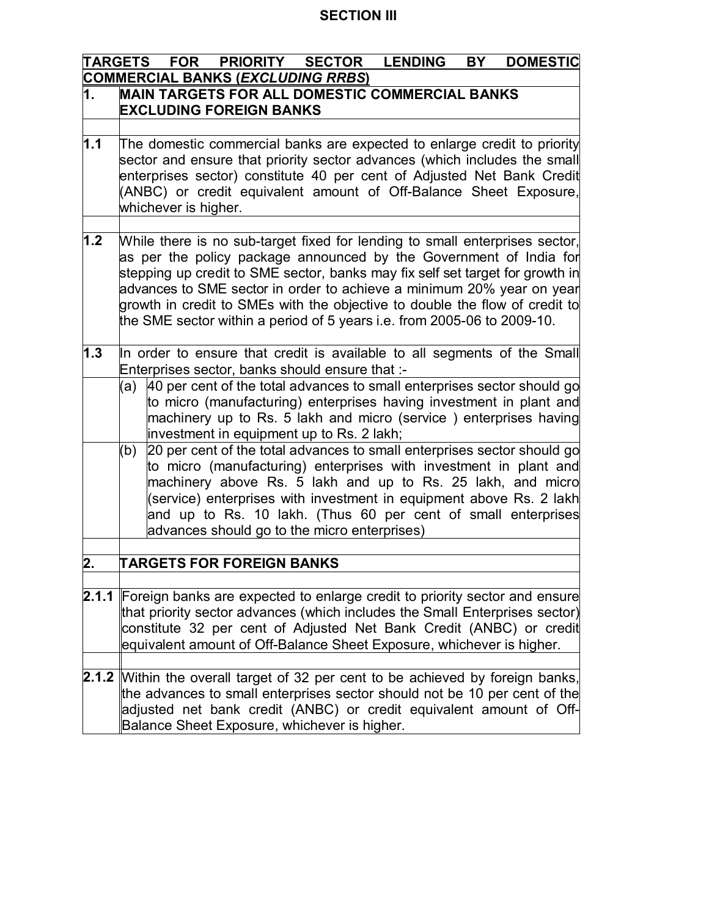# SECTION III

| **TARGETS FOR PRIORITY SECTOR LENDING BY DOMESTIC COMMERCIAL BANKS (*EXCLUDING RRBS*)** | | |
|---|---|---|
| **1.** | **MAIN TARGETS FOR ALL DOMESTIC COMMERCIAL BANKS EXCLUDING FOREIGN BANKS** | |
| | | |
| **1.1** | The domestic commercial banks are expected to enlarge credit to priority sector and ensure that priority sector advances (which includes the small enterprises sector) constitute 40 per cent of Adjusted Net Bank Credit (ANBC) or credit equivalent amount of Off-Balance Sheet Exposure, whichever is higher. | |
| | | |
| **1.2** | While there is no sub-target fixed for lending to small enterprises sector, as per the policy package announced by the Government of India for stepping up credit to SME sector, banks may fix self set target for growth in advances to SME sector in order to achieve a minimum 20% year on year growth in credit to SMEs with the objective to double the flow of credit to the SME sector within a period of 5 years i.e. from 2005-06 to 2009-10. | |
| **1.3** | In order to ensure that credit is available to all segments of the Small Enterprises sector, banks should ensure that :- | |
| | (a) | 40 per cent of the total advances to small enterprises sector should go to micro (manufacturing) enterprises having investment in plant and machinery up to Rs. 5 lakh and micro (service ) enterprises having investment in equipment up to Rs. 2 lakh; |
| | (b) | 20 per cent of the total advances to small enterprises sector should go to micro (manufacturing) enterprises with investment in plant and machinery above Rs. 5 lakh and up to Rs. 25 lakh, and micro (service) enterprises with investment in equipment above Rs. 2 lakh and up to Rs. 10 lakh. (Thus 60 per cent of small enterprises advances should go to the micro enterprises) |
| | | |
| **2.** | **TARGETS FOR FOREIGN BANKS** | |
| | | |
| **2.1.1** | Foreign banks are expected to enlarge credit to priority sector and ensure that priority sector advances (which includes the Small Enterprises sector) constitute 32 per cent of Adjusted Net Bank Credit (ANBC) or credit equivalent amount of Off-Balance Sheet Exposure, whichever is higher. | |
| | | |
| **2.1.2** | Within the overall target of 32 per cent to be achieved by foreign banks, the advances to small enterprises sector should not be 10 per cent of the adjusted net bank credit (ANBC) or credit equivalent amount of Off-Balance Sheet Exposure, whichever is higher. | |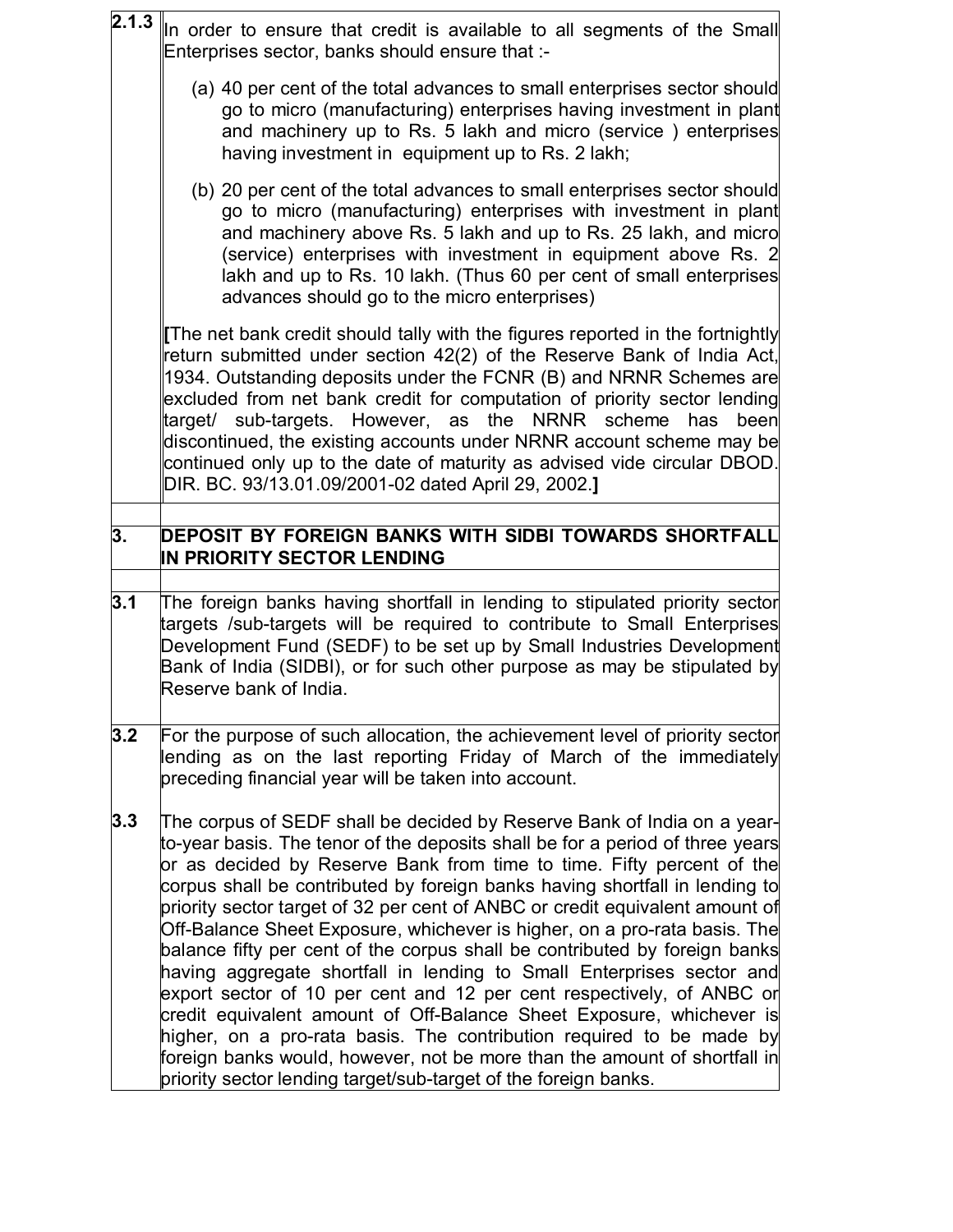| | |
|---|---|
| **2.1.3** | In order to ensure that credit is available to all segments of the Small Enterprises sector, banks should ensure that :-<br><br>(a) 40 per cent of the total advances to small enterprises sector should go to micro (manufacturing) enterprises having investment in plant and machinery up to Rs. 5 lakh and micro (service ) enterprises having investment in equipment up to Rs. 2 lakh;<br><br>(b) 20 per cent of the total advances to small enterprises sector should go to micro (manufacturing) enterprises with investment in plant and machinery above Rs. 5 lakh and up to Rs. 25 lakh, and micro (service) enterprises with investment in equipment above Rs. 2 lakh and up to Rs. 10 lakh. (Thus 60 per cent of small enterprises advances should go to the micro enterprises)<br><br>**[**The net bank credit should tally with the figures reported in the fortnightly return submitted under section 42(2) of the Reserve Bank of India Act, 1934. Outstanding deposits under the FCNR (B) and NRNR Schemes are excluded from net bank credit for computation of priority sector lending target/ sub-targets. However, as the NRNR scheme has been discontinued, the existing accounts under NRNR account scheme may be continued only up to the date of maturity as advised vide circular DBOD. DIR. BC. 93/13.01.09/2001-02 dated April 29, 2002.**]** |
| | |
| **3.** | **DEPOSIT BY FOREIGN BANKS WITH SIDBI TOWARDS SHORTFALL IN PRIORITY SECTOR LENDING** |
| | |
| **3.1** | The foreign banks having shortfall in lending to stipulated priority sector targets /sub-targets will be required to contribute to Small Enterprises Development Fund (SEDF) to be set up by Small Industries Development Bank of India (SIDBI), or for such other purpose as may be stipulated by Reserve bank of India. |
| **3.2** | For the purpose of such allocation, the achievement level of priority sector lending as on the last reporting Friday of March of the immediately preceding financial year will be taken into account. |
| **3.3** | The corpus of SEDF shall be decided by Reserve Bank of India on a year-to-year basis. The tenor of the deposits shall be for a period of three years or as decided by Reserve Bank from time to time. Fifty percent of the corpus shall be contributed by foreign banks having shortfall in lending to priority sector target of 32 per cent of ANBC or credit equivalent amount of Off-Balance Sheet Exposure, whichever is higher, on a pro-rata basis. The balance fifty per cent of the corpus shall be contributed by foreign banks having aggregate shortfall in lending to Small Enterprises sector and export sector of 10 per cent and 12 per cent respectively, of ANBC or credit equivalent amount of Off-Balance Sheet Exposure, whichever is higher, on a pro-rata basis. The contribution required to be made by foreign banks would, however, not be more than the amount of shortfall in priority sector lending target/sub-target of the foreign banks. |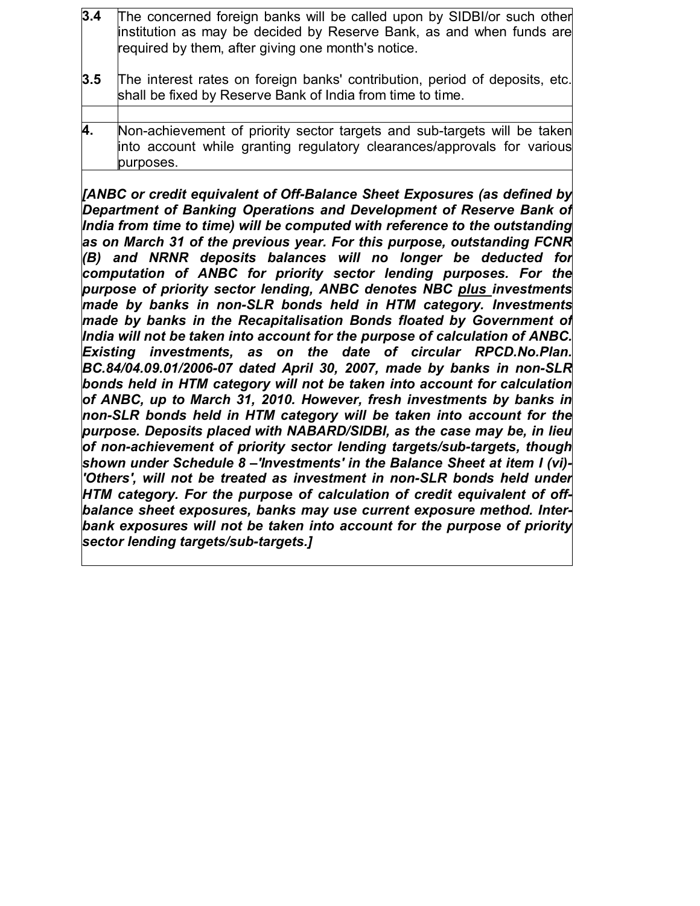| | |
|---|---|
| **3.4** | The concerned foreign banks will be called upon by SIDBI/or such other institution as may be decided by Reserve Bank, as and when funds are required by them, after giving one month's notice. |
| **3.5** | The interest rates on foreign banks' contribution, period of deposits, etc. shall be fixed by Reserve Bank of India from time to time. |
| | |
| **4.** | Non-achievement of priority sector targets and sub-targets will be taken into account while granting regulatory clearances/approvals for various purposes. |

***[ANBC or credit equivalent of Off-Balance Sheet Exposures (as defined by Department of Banking Operations and Development of Reserve Bank of India from time to time) will be computed with reference to the outstanding as on March 31 of the previous year. For this purpose, outstanding FCNR (B) and NRNR deposits balances will no longer be deducted for computation of ANBC for priority sector lending purposes. For the purpose of priority sector lending, ANBC denotes NBC <u>plus</u> investments made by banks in non-SLR bonds held in HTM category. Investments made by banks in the Recapitalisation Bonds floated by Government of India will not be taken into account for the purpose of calculation of ANBC. Existing investments, as on the date of circular RPCD.No.Plan. BC.84/04.09.01/2006-07 dated April 30, 2007, made by banks in non-SLR bonds held in HTM category will not be taken into account for calculation of ANBC, up to March 31, 2010. However, fresh investments by banks in non-SLR bonds held in HTM category will be taken into account for the purpose. Deposits placed with NABARD/SIDBI, as the case may be, in lieu of non-achievement of priority sector lending targets/sub-targets, though shown under Schedule 8 –'Investments' in the Balance Sheet at item I (vi)-'Others', will not be treated as investment in non-SLR bonds held under HTM category. For the purpose of calculation of credit equivalent of off-balance sheet exposures, banks may use current exposure method. Inter-bank exposures will not be taken into account for the purpose of priority sector lending targets/sub-targets.]***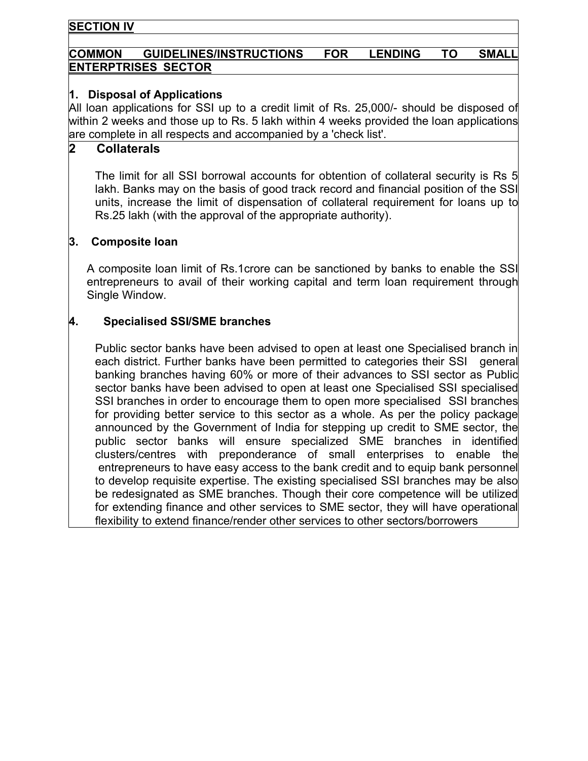## SECTION IV

## COMMON GUIDELINES/INSTRUCTIONS FOR LENDING TO SMALL ENTERPTRISES SECTOR

### 1. Disposal of Applications

All loan applications for SSI up to a credit limit of Rs. 25,000/- should be disposed of within 2 weeks and those up to Rs. 5 lakh within 4 weeks provided the loan applications are complete in all respects and accompanied by a 'check list'.

### 2 Collaterals

The limit for all SSI borrowal accounts for obtention of collateral security is Rs 5 lakh. Banks may on the basis of good track record and financial position of the SSI units, increase the limit of dispensation of collateral requirement for loans up to Rs.25 lakh (with the approval of the appropriate authority).

### 3. Composite loan

A composite loan limit of Rs.1crore can be sanctioned by banks to enable the SSI entrepreneurs to avail of their working capital and term loan requirement through Single Window.

### 4. Specialised SSI/SME branches

Public sector banks have been advised to open at least one Specialised branch in each district. Further banks have been permitted to categories their SSI general banking branches having 60% or more of their advances to SSI sector as Public sector banks have been advised to open at least one Specialised SSI specialised SSI branches in order to encourage them to open more specialised SSI branches for providing better service to this sector as a whole. As per the policy package announced by the Government of India for stepping up credit to SME sector, the public sector banks will ensure specialized SME branches in identified clusters/centres with preponderance of small enterprises to enable the entrepreneurs to have easy access to the bank credit and to equip bank personnel to develop requisite expertise. The existing specialised SSI branches may be also be redesignated as SME branches. Though their core competence will be utilized for extending finance and other services to SME sector, they will have operational flexibility to extend finance/render other services to other sectors/borrowers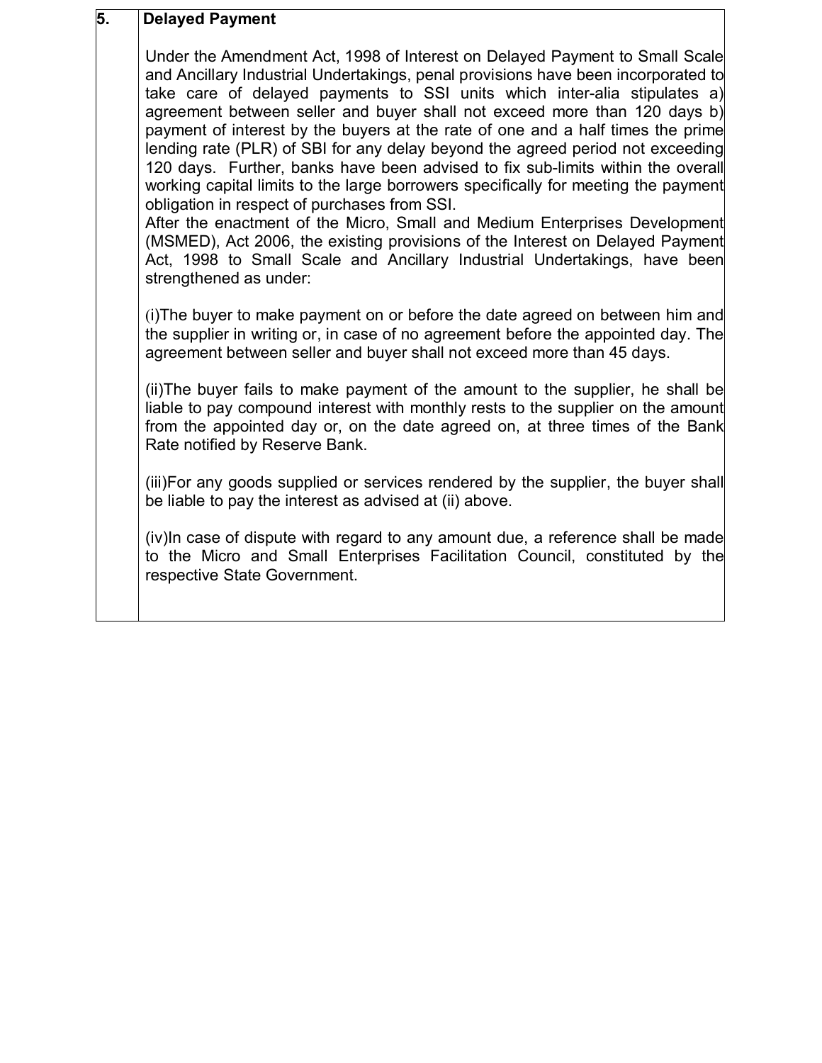| 5. | **Delayed Payment** |
|---|---|
| | Under the Amendment Act, 1998 of Interest on Delayed Payment to Small Scale and Ancillary Industrial Undertakings, penal provisions have been incorporated to take care of delayed payments to SSI units which inter-alia stipulates a) agreement between seller and buyer shall not exceed more than 120 days b) payment of interest by the buyers at the rate of one and a half times the prime lending rate (PLR) of SBI for any delay beyond the agreed period not exceeding 120 days. Further, banks have been advised to fix sub-limits within the overall working capital limits to the large borrowers specifically for meeting the payment obligation in respect of purchases from SSI.<br>After the enactment of the Micro, Small and Medium Enterprises Development (MSMED), Act 2006, the existing provisions of the Interest on Delayed Payment Act, 1998 to Small Scale and Ancillary Industrial Undertakings, have been strengthened as under:<br><br>(i)The buyer to make payment on or before the date agreed on between him and the supplier in writing or, in case of no agreement before the appointed day. The agreement between seller and buyer shall not exceed more than 45 days.<br><br>(ii)The buyer fails to make payment of the amount to the supplier, he shall be liable to pay compound interest with monthly rests to the supplier on the amount from the appointed day or, on the date agreed on, at three times of the Bank Rate notified by Reserve Bank.<br><br>(iii)For any goods supplied or services rendered by the supplier, the buyer shall be liable to pay the interest as advised at (ii) above.<br><br>(iv)In case of dispute with regard to any amount due, a reference shall be made to the Micro and Small Enterprises Facilitation Council, constituted by the respective State Government. |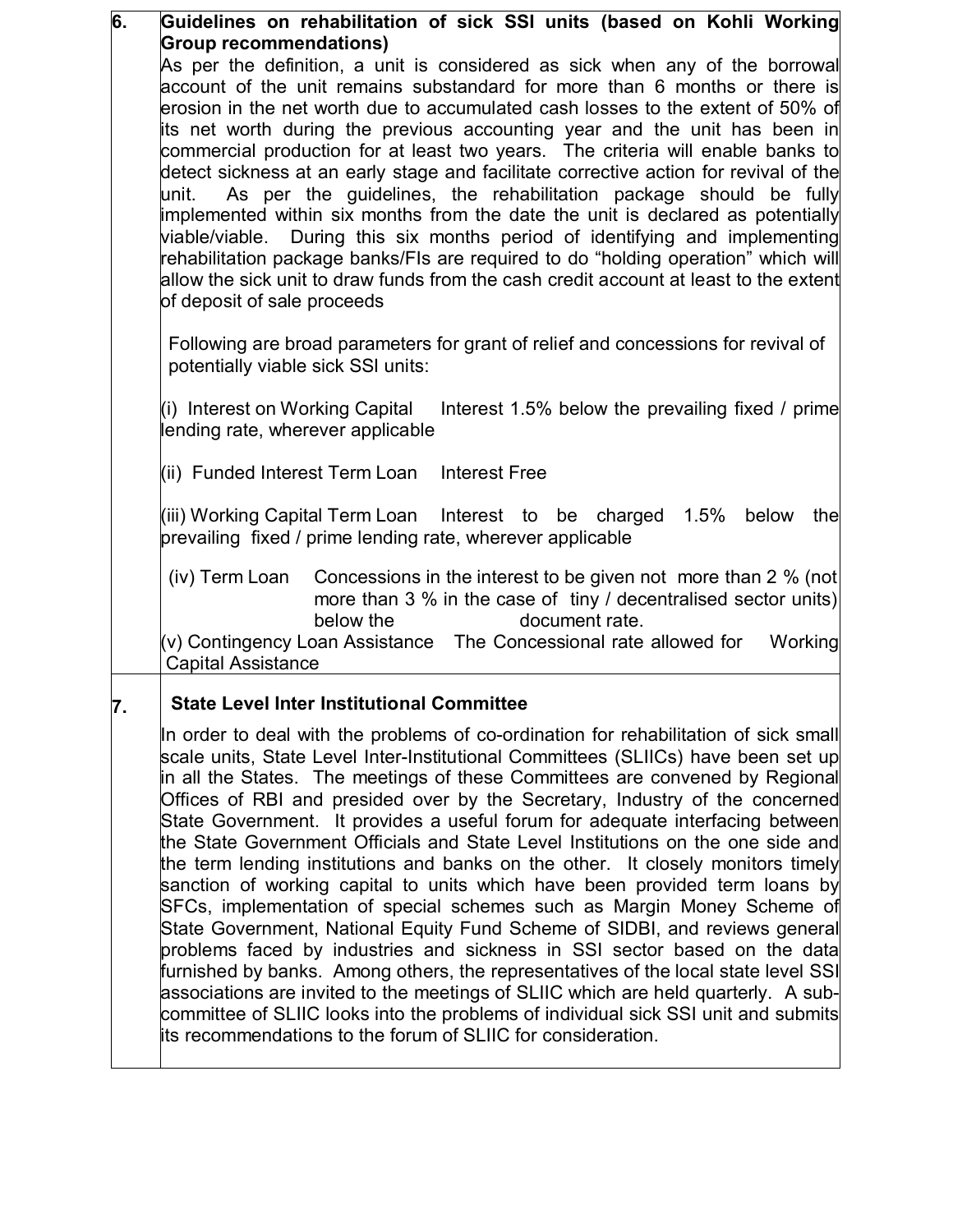**6. Guidelines on rehabilitation of sick SSI units (based on Kohli Working Group recommendations)**

As per the definition, a unit is considered as sick when any of the borrowal account of the unit remains substandard for more than 6 months or there is erosion in the net worth due to accumulated cash losses to the extent of 50% of its net worth during the previous accounting year and the unit has been in commercial production for at least two years. The criteria will enable banks to detect sickness at an early stage and facilitate corrective action for revival of the unit. As per the guidelines, the rehabilitation package should be fully implemented within six months from the date the unit is declared as potentially viable/viable. During this six months period of identifying and implementing rehabilitation package banks/FIs are required to do "holding operation" which will allow the sick unit to draw funds from the cash credit account at least to the extent of deposit of sale proceeds

Following are broad parameters for grant of relief and concessions for revival of potentially viable sick SSI units:

(i) Interest on Working Capital — Interest 1.5% below the prevailing fixed / prime lending rate, wherever applicable

(ii) Funded Interest Term Loan — Interest Free

(iii) Working Capital Term Loan — Interest to be charged 1.5% below the prevailing fixed / prime lending rate, wherever applicable

(iv) Term Loan — Concessions in the interest to be given not more than 2 % (not more than 3 % in the case of tiny / decentralised sector units) below the document rate.

(v) Contingency Loan Assistance — The Concessional rate allowed for Working Capital Assistance

**7. State Level Inter Institutional Committee**

In order to deal with the problems of co-ordination for rehabilitation of sick small scale units, State Level Inter-Institutional Committees (SLIICs) have been set up in all the States. The meetings of these Committees are convened by Regional Offices of RBI and presided over by the Secretary, Industry of the concerned State Government. It provides a useful forum for adequate interfacing between the State Government Officials and State Level Institutions on the one side and the term lending institutions and banks on the other. It closely monitors timely sanction of working capital to units which have been provided term loans by SFCs, implementation of special schemes such as Margin Money Scheme of State Government, National Equity Fund Scheme of SIDBI, and reviews general problems faced by industries and sickness in SSI sector based on the data furnished by banks. Among others, the representatives of the local state level SSI associations are invited to the meetings of SLIIC which are held quarterly. A sub-committee of SLIIC looks into the problems of individual sick SSI unit and submits its recommendations to the forum of SLIIC for consideration.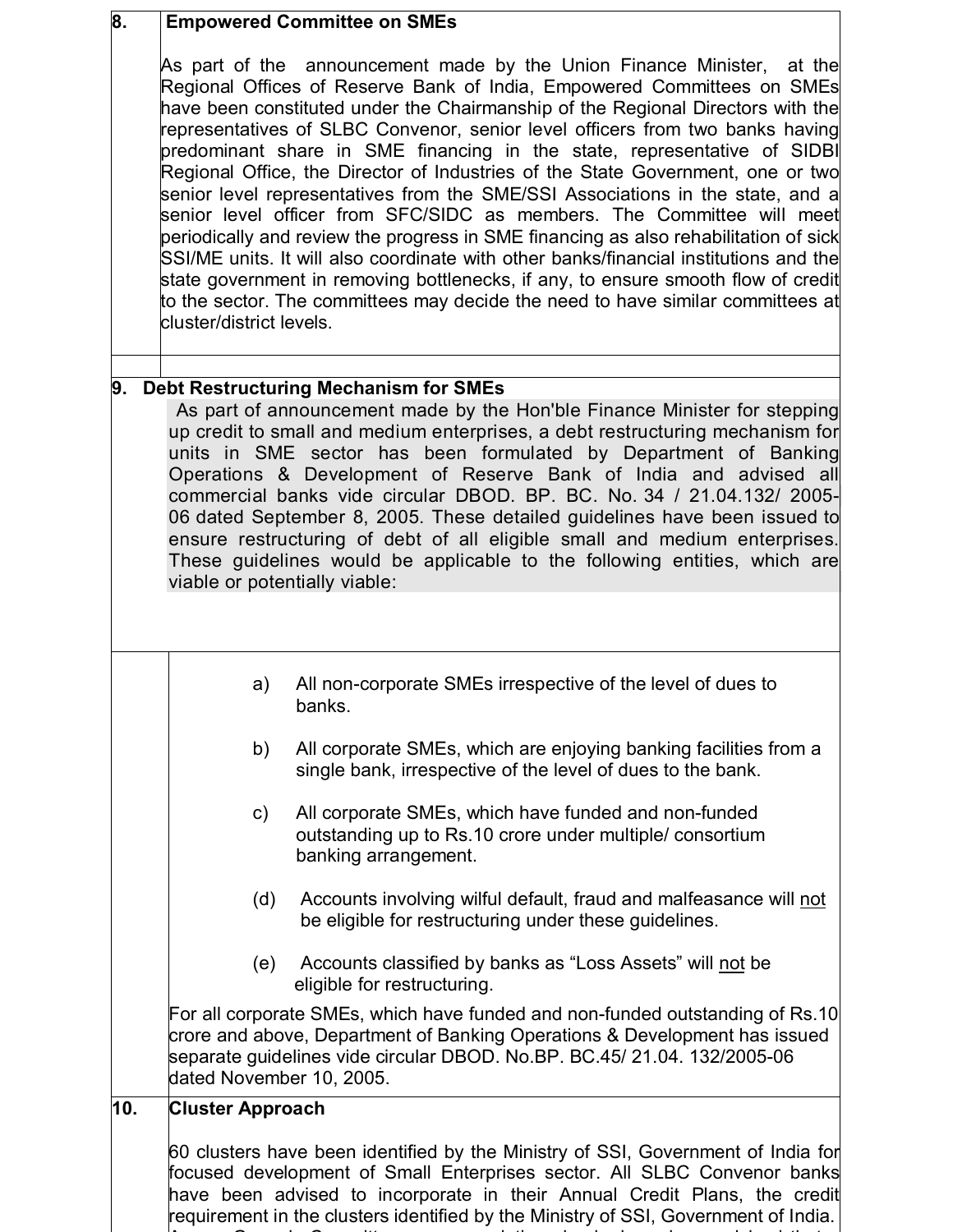## 8. Empowered Committee on SMEs

As part of the announcement made by the Union Finance Minister, at the Regional Offices of Reserve Bank of India, Empowered Committees on SMEs have been constituted under the Chairmanship of the Regional Directors with the representatives of SLBC Convenor, senior level officers from two banks having predominant share in SME financing in the state, representative of SIDBI Regional Office, the Director of Industries of the State Government, one or two senior level representatives from the SME/SSI Associations in the state, and a senior level officer from SFC/SIDC as members. The Committee will meet periodically and review the progress in SME financing as also rehabilitation of sick SSI/ME units. It will also coordinate with other banks/financial institutions and the state government in removing bottlenecks, if any, to ensure smooth flow of credit to the sector. The committees may decide the need to have similar committees at cluster/district levels.

## 9. Debt Restructuring Mechanism for SMEs

As part of announcement made by the Hon'ble Finance Minister for stepping up credit to small and medium enterprises, a debt restructuring mechanism for units in SME sector has been formulated by Department of Banking Operations & Development of Reserve Bank of India and advised all commercial banks vide circular DBOD. BP. BC. No. 34 / 21.04.132/ 2005-06 dated September 8, 2005. These detailed guidelines have been issued to ensure restructuring of debt of all eligible small and medium enterprises. These guidelines would be applicable to the following entities, which are viable or potentially viable:

a) All non-corporate SMEs irrespective of the level of dues to banks.

b) All corporate SMEs, which are enjoying banking facilities from a single bank, irrespective of the level of dues to the bank.

c) All corporate SMEs, which have funded and non-funded outstanding up to Rs.10 crore under multiple/ consortium banking arrangement.

(d) Accounts involving wilful default, fraud and malfeasance will not be eligible for restructuring under these guidelines.

(e) Accounts classified by banks as “Loss Assets” will not be eligible for restructuring.

For all corporate SMEs, which have funded and non-funded outstanding of Rs.10 crore and above, Department of Banking Operations & Development has issued separate guidelines vide circular DBOD. No.BP. BC.45/ 21.04. 132/2005-06 dated November 10, 2005.

## 10. Cluster Approach

60 clusters have been identified by the Ministry of SSI, Government of India for focused development of Small Enterprises sector. All SLBC Convenor banks have been advised to incorporate in their Annual Credit Plans, the credit requirement in the clusters identified by the Ministry of SSI, Government of India.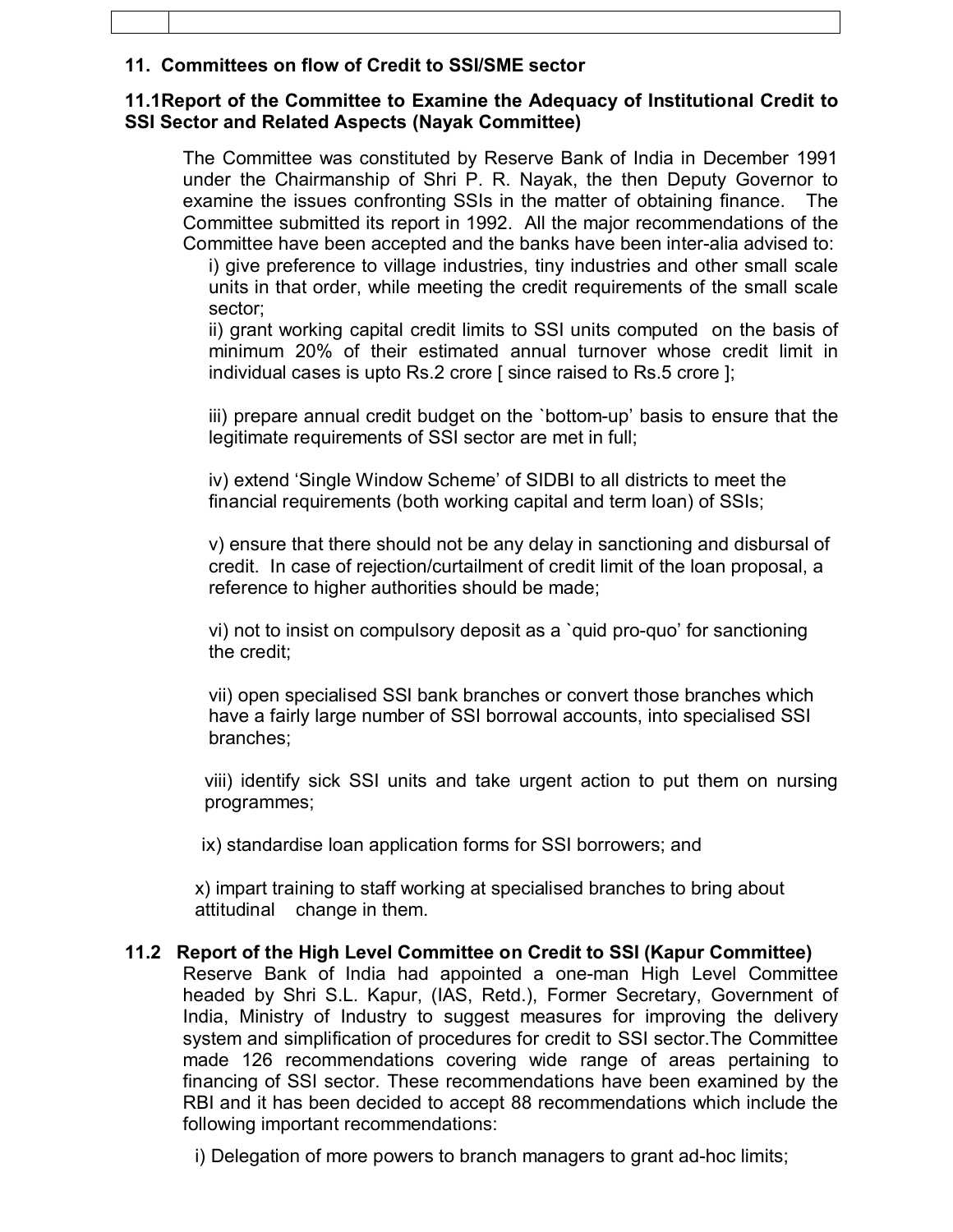## 11. Committees on flow of Credit to SSI/SME sector

### 11.1 Report of the Committee to Examine the Adequacy of Institutional Credit to SSI Sector and Related Aspects (Nayak Committee)

The Committee was constituted by Reserve Bank of India in December 1991 under the Chairmanship of Shri P. R. Nayak, the then Deputy Governor to examine the issues confronting SSIs in the matter of obtaining finance. The Committee submitted its report in 1992. All the major recommendations of the Committee have been accepted and the banks have been inter-alia advised to:

i) give preference to village industries, tiny industries and other small scale units in that order, while meeting the credit requirements of the small scale sector;

ii) grant working capital credit limits to SSI units computed on the basis of minimum 20% of their estimated annual turnover whose credit limit in individual cases is upto Rs.2 crore [ since raised to Rs.5 crore ];

iii) prepare annual credit budget on the `bottom-up' basis to ensure that the legitimate requirements of SSI sector are met in full;

iv) extend 'Single Window Scheme' of SIDBI to all districts to meet the financial requirements (both working capital and term loan) of SSIs;

v) ensure that there should not be any delay in sanctioning and disbursal of credit. In case of rejection/curtailment of credit limit of the loan proposal, a reference to higher authorities should be made;

vi) not to insist on compulsory deposit as a `quid pro-quo' for sanctioning the credit;

vii) open specialised SSI bank branches or convert those branches which have a fairly large number of SSI borrowal accounts, into specialised SSI branches;

viii) identify sick SSI units and take urgent action to put them on nursing programmes;

ix) standardise loan application forms for SSI borrowers; and

x) impart training to staff working at specialised branches to bring about attitudinal change in them.

### 11.2 Report of the High Level Committee on Credit to SSI (Kapur Committee)

Reserve Bank of India had appointed a one-man High Level Committee headed by Shri S.L. Kapur, (IAS, Retd.), Former Secretary, Government of India, Ministry of Industry to suggest measures for improving the delivery system and simplification of procedures for credit to SSI sector.The Committee made 126 recommendations covering wide range of areas pertaining to financing of SSI sector. These recommendations have been examined by the RBI and it has been decided to accept 88 recommendations which include the following important recommendations:

i) Delegation of more powers to branch managers to grant ad-hoc limits;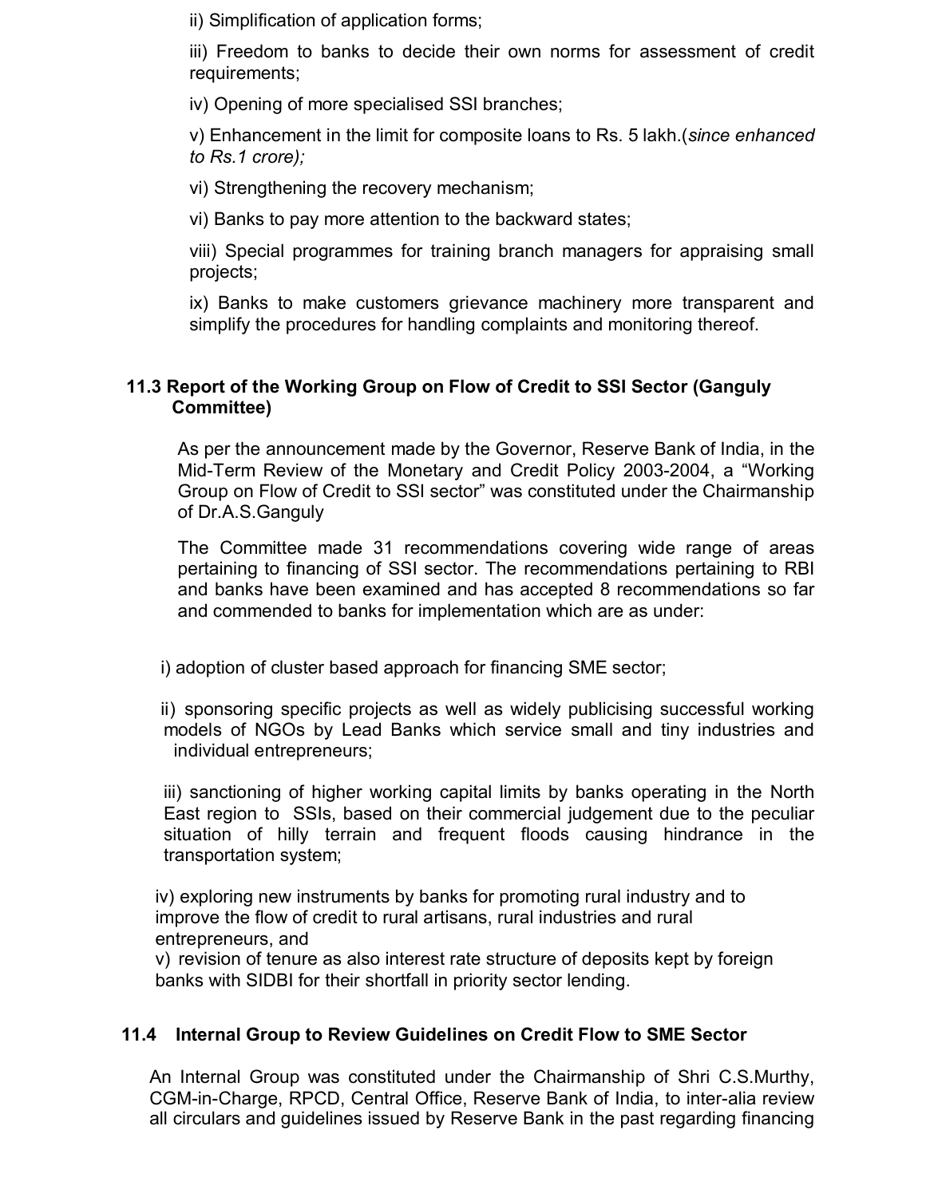ii) Simplification of application forms;

iii) Freedom to banks to decide their own norms for assessment of credit requirements;

iv) Opening of more specialised SSI branches;

v) Enhancement in the limit for composite loans to Rs. 5 lakh.(*since enhanced to Rs.1 crore);*

vi) Strengthening the recovery mechanism;

vi) Banks to pay more attention to the backward states;

viii) Special programmes for training branch managers for appraising small projects;

ix) Banks to make customers grievance machinery more transparent and simplify the procedures for handling complaints and monitoring thereof.

### 11.3 Report of the Working Group on Flow of Credit to SSI Sector (Ganguly Committee)

As per the announcement made by the Governor, Reserve Bank of India, in the Mid-Term Review of the Monetary and Credit Policy 2003-2004, a "Working Group on Flow of Credit to SSI sector" was constituted under the Chairmanship of Dr.A.S.Ganguly

The Committee made 31 recommendations covering wide range of areas pertaining to financing of SSI sector. The recommendations pertaining to RBI and banks have been examined and has accepted 8 recommendations so far and commended to banks for implementation which are as under:

i) adoption of cluster based approach for financing SME sector;

ii) sponsoring specific projects as well as widely publicising successful working models of NGOs by Lead Banks which service small and tiny industries and individual entrepreneurs;

iii) sanctioning of higher working capital limits by banks operating in the North East region to SSIs, based on their commercial judgement due to the peculiar situation of hilly terrain and frequent floods causing hindrance in the transportation system;

iv) exploring new instruments by banks for promoting rural industry and to improve the flow of credit to rural artisans, rural industries and rural entrepreneurs, and

v) revision of tenure as also interest rate structure of deposits kept by foreign banks with SIDBI for their shortfall in priority sector lending.

### 11.4 Internal Group to Review Guidelines on Credit Flow to SME Sector

An Internal Group was constituted under the Chairmanship of Shri C.S.Murthy, CGM-in-Charge, RPCD, Central Office, Reserve Bank of India, to inter-alia review all circulars and guidelines issued by Reserve Bank in the past regarding financing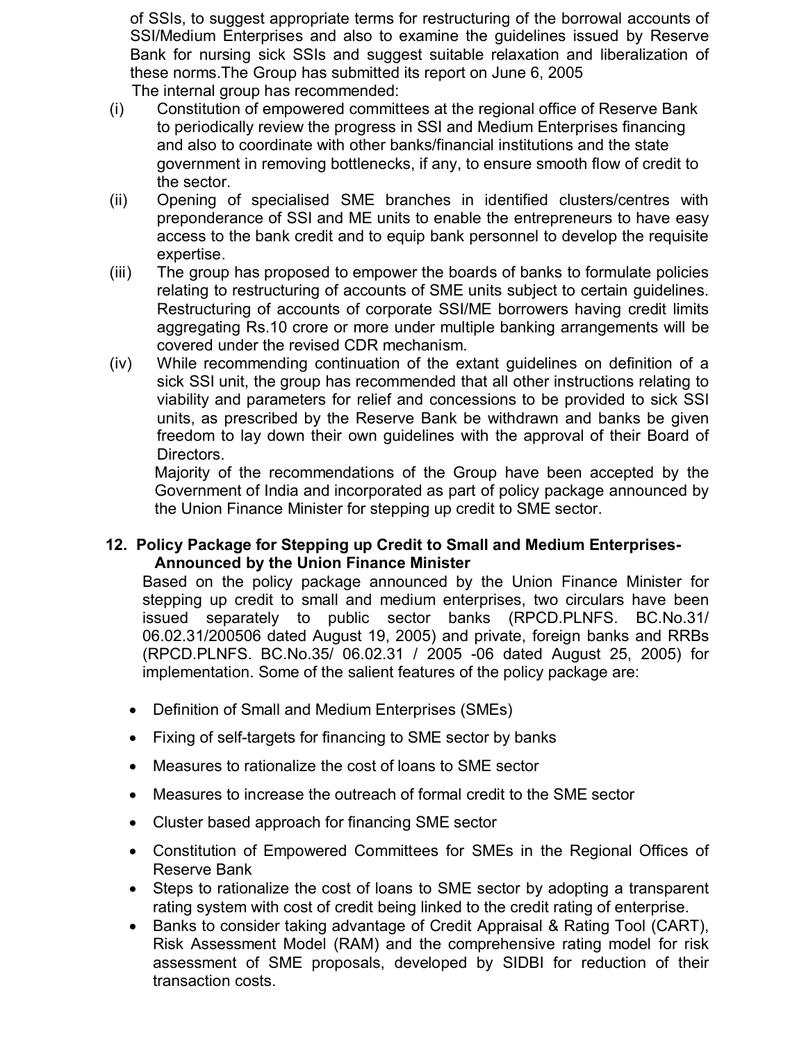of SSIs, to suggest appropriate terms for restructuring of the borrowal accounts of SSI/Medium Enterprises and also to examine the guidelines issued by Reserve Bank for nursing sick SSIs and suggest suitable relaxation and liberalization of these norms.The Group has submitted its report on June 6, 2005

The internal group has recommended:

(i) Constitution of empowered committees at the regional office of Reserve Bank to periodically review the progress in SSI and Medium Enterprises financing and also to coordinate with other banks/financial institutions and the state government in removing bottlenecks, if any, to ensure smooth flow of credit to the sector.

(ii) Opening of specialised SME branches in identified clusters/centres with preponderance of SSI and ME units to enable the entrepreneurs to have easy access to the bank credit and to equip bank personnel to develop the requisite expertise.

(iii) The group has proposed to empower the boards of banks to formulate policies relating to restructuring of accounts of SME units subject to certain guidelines. Restructuring of accounts of corporate SSI/ME borrowers having credit limits aggregating Rs.10 crore or more under multiple banking arrangements will be covered under the revised CDR mechanism.

(iv) While recommending continuation of the extant guidelines on definition of a sick SSI unit, the group has recommended that all other instructions relating to viability and parameters for relief and concessions to be provided to sick SSI units, as prescribed by the Reserve Bank be withdrawn and banks be given freedom to lay down their own guidelines with the approval of their Board of Directors.

Majority of the recommendations of the Group have been accepted by the Government of India and incorporated as part of policy package announced by the Union Finance Minister for stepping up credit to SME sector.

## 12. Policy Package for Stepping up Credit to Small and Medium Enterprises- Announced by the Union Finance Minister

Based on the policy package announced by the Union Finance Minister for stepping up credit to small and medium enterprises, two circulars have been issued separately to public sector banks (RPCD.PLNFS. BC.No.31/ 06.02.31/200506 dated August 19, 2005) and private, foreign banks and RRBs (RPCD.PLNFS. BC.No.35/ 06.02.31 / 2005 -06 dated August 25, 2005) for implementation. Some of the salient features of the policy package are:

- Definition of Small and Medium Enterprises (SMEs)
- Fixing of self-targets for financing to SME sector by banks
- Measures to rationalize the cost of loans to SME sector
- Measures to increase the outreach of formal credit to the SME sector
- Cluster based approach for financing SME sector
- Constitution of Empowered Committees for SMEs in the Regional Offices of Reserve Bank
- Steps to rationalize the cost of loans to SME sector by adopting a transparent rating system with cost of credit being linked to the credit rating of enterprise.
- Banks to consider taking advantage of Credit Appraisal & Rating Tool (CART), Risk Assessment Model (RAM) and the comprehensive rating model for risk assessment of SME proposals, developed by SIDBI for reduction of their transaction costs.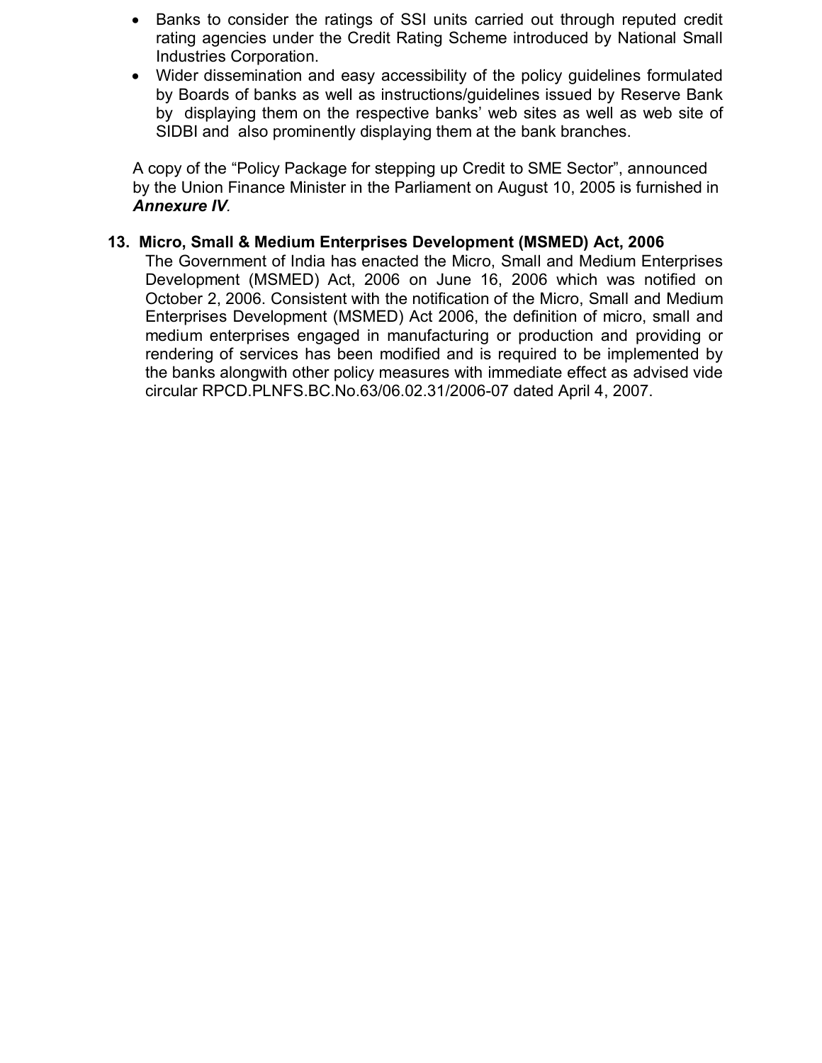- Banks to consider the ratings of SSI units carried out through reputed credit rating agencies under the Credit Rating Scheme introduced by National Small Industries Corporation.
- Wider dissemination and easy accessibility of the policy guidelines formulated by Boards of banks as well as instructions/guidelines issued by Reserve Bank by displaying them on the respective banks' web sites as well as web site of SIDBI and also prominently displaying them at the bank branches.

A copy of the "Policy Package for stepping up Credit to SME Sector", announced by the Union Finance Minister in the Parliament on August 10, 2005 is furnished in ***Annexure IV***.

**13. Micro, Small & Medium Enterprises Development (MSMED) Act, 2006**

The Government of India has enacted the Micro, Small and Medium Enterprises Development (MSMED) Act, 2006 on June 16, 2006 which was notified on October 2, 2006. Consistent with the notification of the Micro, Small and Medium Enterprises Development (MSMED) Act 2006, the definition of micro, small and medium enterprises engaged in manufacturing or production and providing or rendering of services has been modified and is required to be implemented by the banks alongwith other policy measures with immediate effect as advised vide circular RPCD.PLNFS.BC.No.63/06.02.31/2006-07 dated April 4, 2007.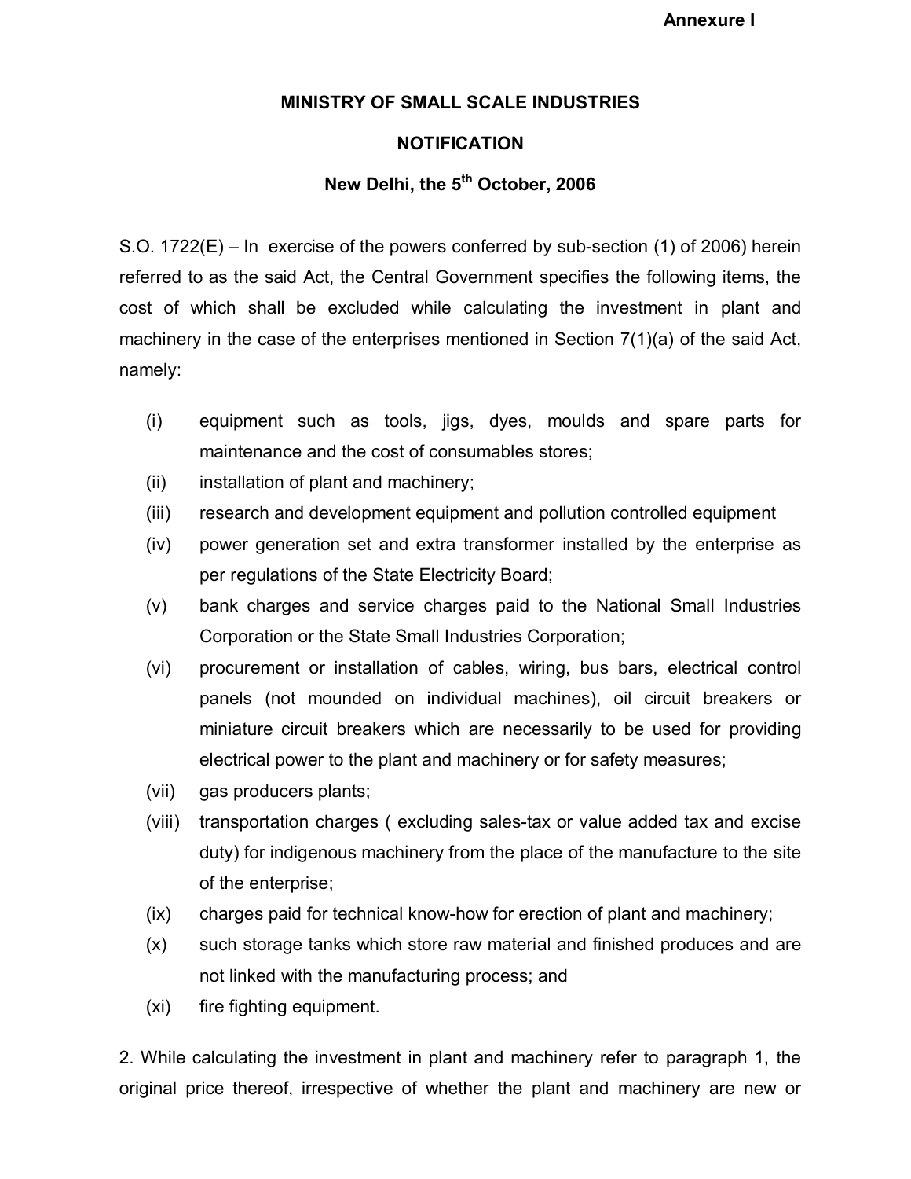**Annexure I**

**MINISTRY OF SMALL SCALE INDUSTRIES**

**NOTIFICATION**

**New Delhi, the 5th October, 2006**

S.O. 1722(E) – In exercise of the powers conferred by sub-section (1) of 2006) herein referred to as the said Act, the Central Government specifies the following items, the cost of which shall be excluded while calculating the investment in plant and machinery in the case of the enterprises mentioned in Section 7(1)(a) of the said Act, namely:

(i) equipment such as tools, jigs, dyes, moulds and spare parts for maintenance and the cost of consumables stores;

(ii) installation of plant and machinery;

(iii) research and development equipment and pollution controlled equipment

(iv) power generation set and extra transformer installed by the enterprise as per regulations of the State Electricity Board;

(v) bank charges and service charges paid to the National Small Industries Corporation or the State Small Industries Corporation;

(vi) procurement or installation of cables, wiring, bus bars, electrical control panels (not mounded on individual machines), oil circuit breakers or miniature circuit breakers which are necessarily to be used for providing electrical power to the plant and machinery or for safety measures;

(vii) gas producers plants;

(viii) transportation charges ( excluding sales-tax or value added tax and excise duty) for indigenous machinery from the place of the manufacture to the site of the enterprise;

(ix) charges paid for technical know-how for erection of plant and machinery;

(x) such storage tanks which store raw material and finished produces and are not linked with the manufacturing process; and

(xi) fire fighting equipment.

2. While calculating the investment in plant and machinery refer to paragraph 1, the original price thereof, irrespective of whether the plant and machinery are new or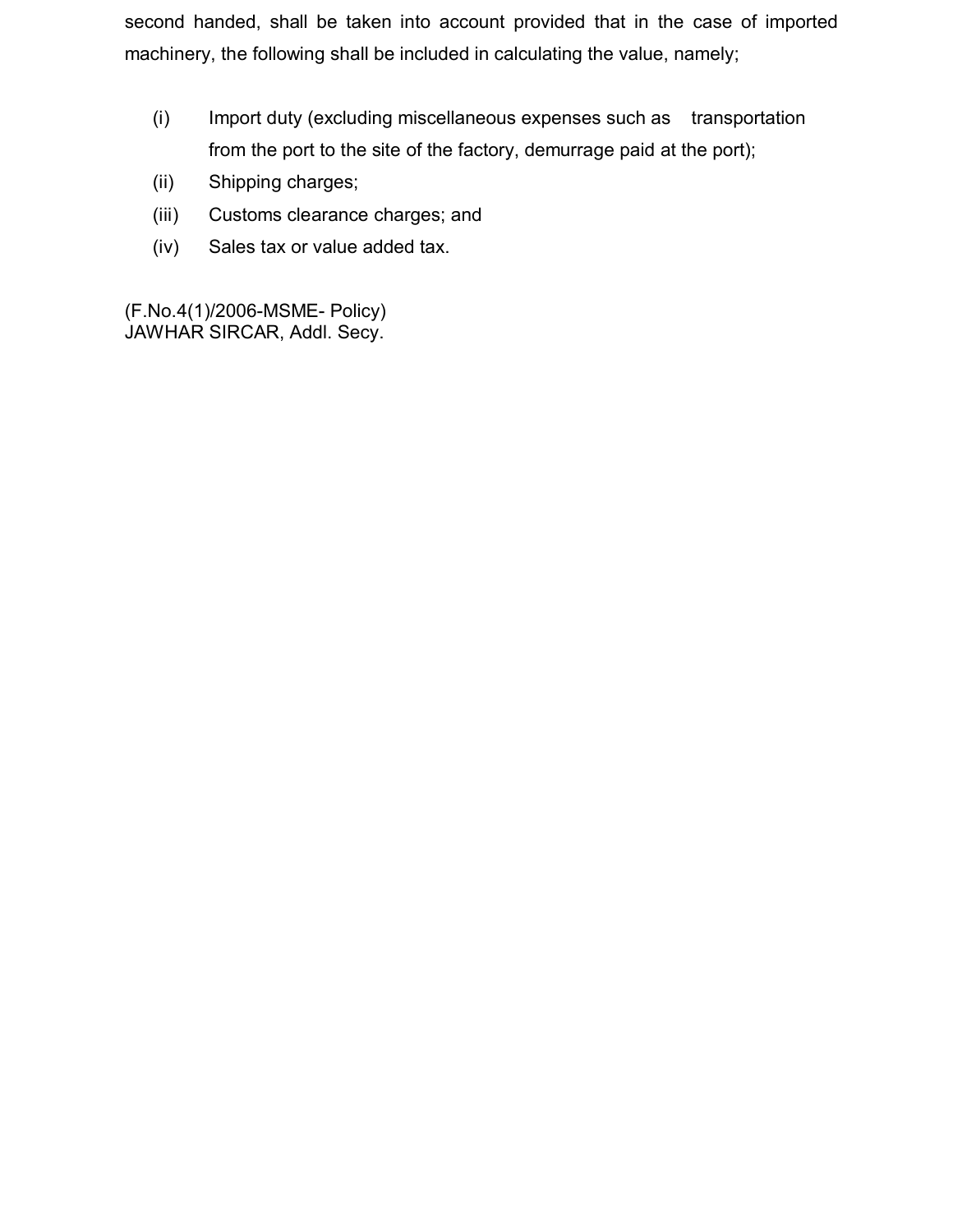second handed, shall be taken into account provided that in the case of imported machinery, the following shall be included in calculating the value, namely;

(i) Import duty (excluding miscellaneous expenses such as transportation from the port to the site of the factory, demurrage paid at the port);

(ii) Shipping charges;

(iii) Customs clearance charges; and

(iv) Sales tax or value added tax.

(F.No.4(1)/2006-MSME- Policy)
JAWHAR SIRCAR, Addl. Secy.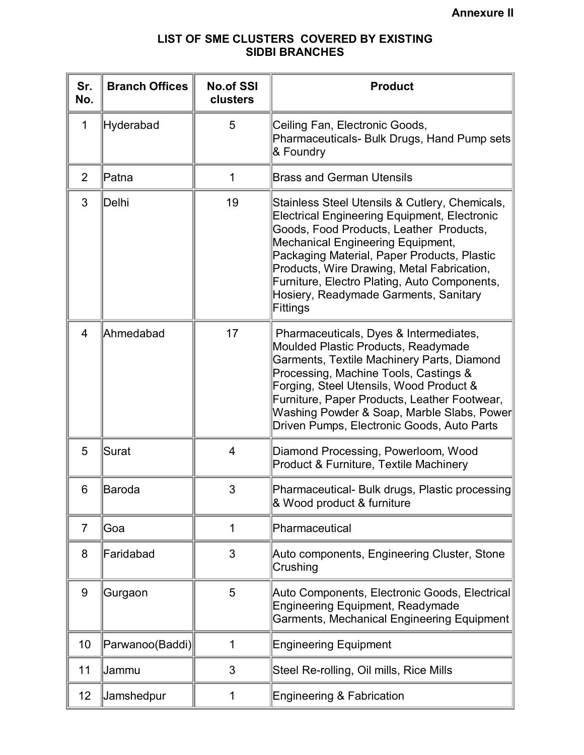**Annexure II**

## LIST OF SME CLUSTERS COVERED BY EXISTING SIDBI BRANCHES

| Sr. No. | Branch Offices | No.of SSI clusters | Product |
|---|---|---|---|
| 1 | Hyderabad | 5 | Ceiling Fan, Electronic Goods, Pharmaceuticals- Bulk Drugs, Hand Pump sets & Foundry |
| 2 | Patna | 1 | Brass and German Utensils |
| 3 | Delhi | 19 | Stainless Steel Utensils & Cutlery, Chemicals, Electrical Engineering Equipment, Electronic Goods, Food Products, Leather Products, Mechanical Engineering Equipment, Packaging Material, Paper Products, Plastic Products, Wire Drawing, Metal Fabrication, Furniture, Electro Plating, Auto Components, Hosiery, Readymade Garments, Sanitary Fittings |
| 4 | Ahmedabad | 17 | Pharmaceuticals, Dyes & Intermediates, Moulded Plastic Products, Readymade Garments, Textile Machinery Parts, Diamond Processing, Machine Tools, Castings & Forging, Steel Utensils, Wood Product & Furniture, Paper Products, Leather Footwear, Washing Powder & Soap, Marble Slabs, Power Driven Pumps, Electronic Goods, Auto Parts |
| 5 | Surat | 4 | Diamond Processing, Powerloom, Wood Product & Furniture, Textile Machinery |
| 6 | Baroda | 3 | Pharmaceutical- Bulk drugs, Plastic processing & Wood product & furniture |
| 7 | Goa | 1 | Pharmaceutical |
| 8 | Faridabad | 3 | Auto components, Engineering Cluster, Stone Crushing |
| 9 | Gurgaon | 5 | Auto Components, Electronic Goods, Electrical Engineering Equipment, Readymade Garments, Mechanical Engineering Equipment |
| 10 | Parwanoo(Baddi) | 1 | Engineering Equipment |
| 11 | Jammu | 3 | Steel Re-rolling, Oil mills, Rice Mills |
| 12 | Jamshedpur | 1 | Engineering & Fabrication |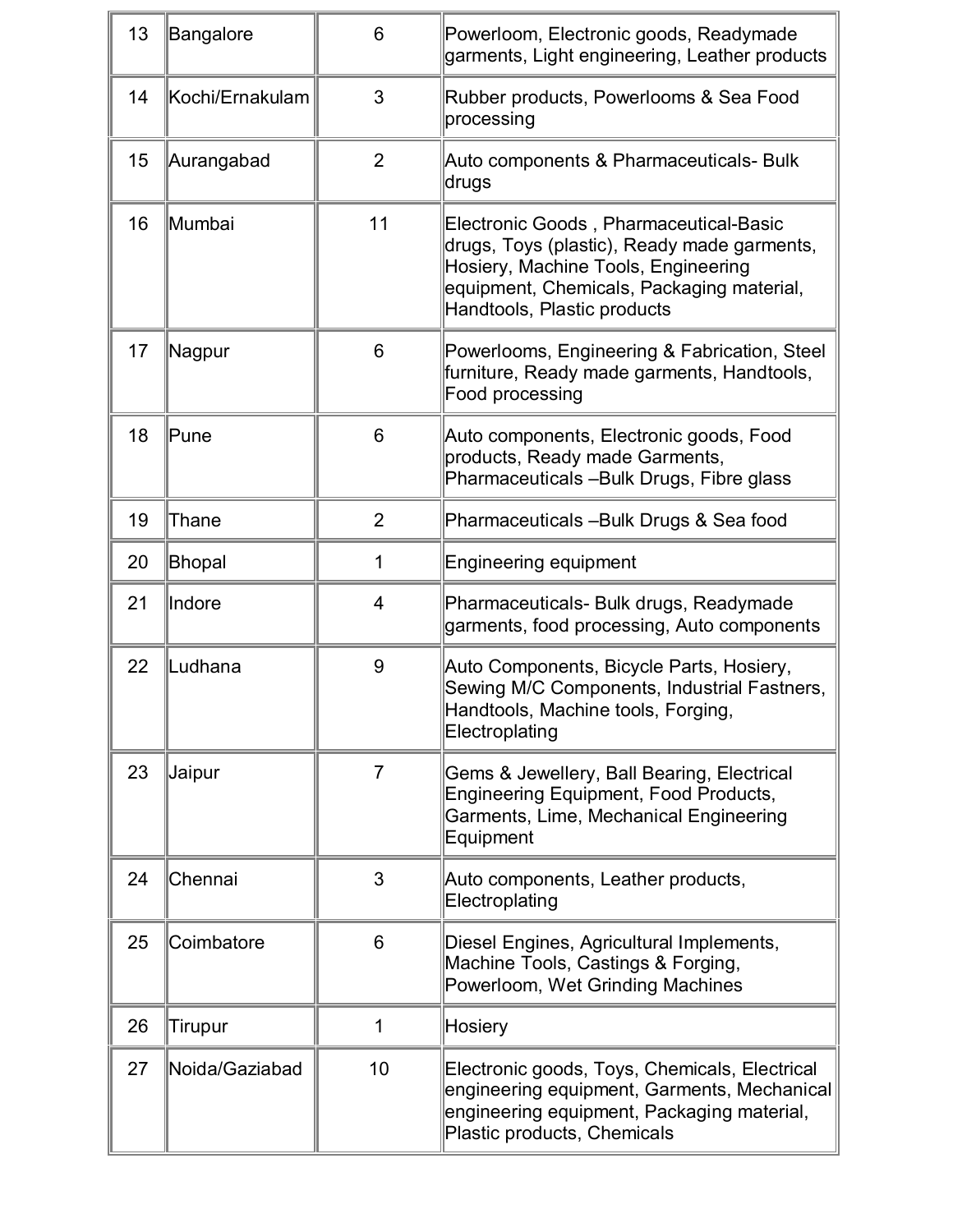| | | | |
|---|---|---|---|
| 13 | Bangalore | 6 | Powerloom, Electronic goods, Readymade garments, Light engineering, Leather products |
| 14 | Kochi/Ernakulam | 3 | Rubber products, Powerlooms & Sea Food processing |
| 15 | Aurangabad | 2 | Auto components & Pharmaceuticals- Bulk drugs |
| 16 | Mumbai | 11 | Electronic Goods , Pharmaceutical-Basic drugs, Toys (plastic), Ready made garments, Hosiery, Machine Tools, Engineering equipment, Chemicals, Packaging material, Handtools, Plastic products |
| 17 | Nagpur | 6 | Powerlooms, Engineering & Fabrication, Steel furniture, Ready made garments, Handtools, Food processing |
| 18 | Pune | 6 | Auto components, Electronic goods, Food products, Ready made Garments, Pharmaceuticals –Bulk Drugs, Fibre glass |
| 19 | Thane | 2 | Pharmaceuticals –Bulk Drugs & Sea food |
| 20 | Bhopal | 1 | Engineering equipment |
| 21 | Indore | 4 | Pharmaceuticals- Bulk drugs, Readymade garments, food processing, Auto components |
| 22 | Ludhana | 9 | Auto Components, Bicycle Parts, Hosiery, Sewing M/C Components, Industrial Fastners, Handtools, Machine tools, Forging, Electroplating |
| 23 | Jaipur | 7 | Gems & Jewellery, Ball Bearing, Electrical Engineering Equipment, Food Products, Garments, Lime, Mechanical Engineering Equipment |
| 24 | Chennai | 3 | Auto components, Leather products, Electroplating |
| 25 | Coimbatore | 6 | Diesel Engines, Agricultural Implements, Machine Tools, Castings & Forging, Powerloom, Wet Grinding Machines |
| 26 | Tirupur | 1 | Hosiery |
| 27 | Noida/Gaziabad | 10 | Electronic goods, Toys, Chemicals, Electrical engineering equipment, Garments, Mechanical engineering equipment, Packaging material, Plastic products, Chemicals |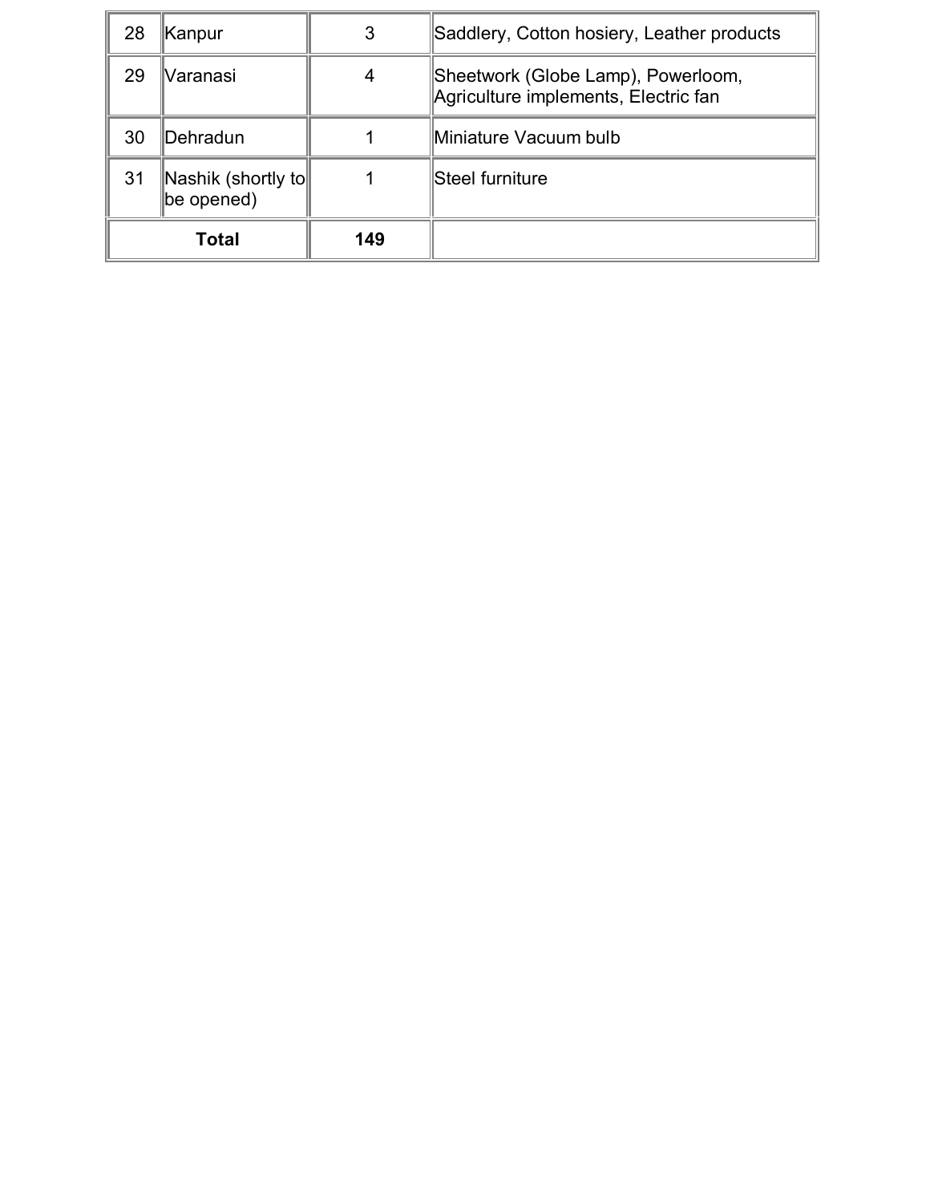| 28 | Kanpur | 3 | Saddlery, Cotton hosiery, Leather products |
|---|---|---|---|
| 29 | Varanasi | 4 | Sheetwork (Globe Lamp), Powerloom, Agriculture implements, Electric fan |
| 30 | Dehradun | 1 | Miniature Vacuum bulb |
| 31 | Nashik (shortly to be opened) | 1 | Steel furniture |
| **Total** | | **149** | |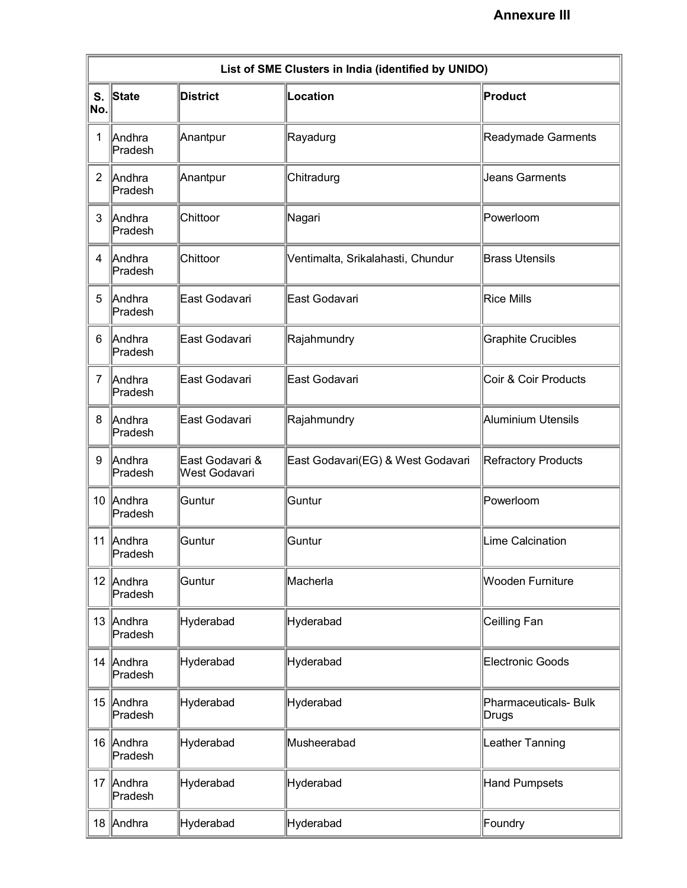**Annexure III**

| List of SME Clusters in India (identified by UNIDO) | | | | |
|---|---|---|---|---|
| **S. No.** | **State** | **District** | **Location** | **Product** |
| 1 | Andhra Pradesh | Anantpur | Rayadurg | Readymade Garments |
| 2 | Andhra Pradesh | Anantpur | Chitradurg | Jeans Garments |
| 3 | Andhra Pradesh | Chittoor | Nagari | Powerloom |
| 4 | Andhra Pradesh | Chittoor | Ventimalta, Srikalahasti, Chundur | Brass Utensils |
| 5 | Andhra Pradesh | East Godavari | East Godavari | Rice Mills |
| 6 | Andhra Pradesh | East Godavari | Rajahmundry | Graphite Crucibles |
| 7 | Andhra Pradesh | East Godavari | East Godavari | Coir & Coir Products |
| 8 | Andhra Pradesh | East Godavari | Rajahmundry | Aluminium Utensils |
| 9 | Andhra Pradesh | East Godavari & West Godavari | East Godavari(EG) & West Godavari | Refractory Products |
| 10 | Andhra Pradesh | Guntur | Guntur | Powerloom |
| 11 | Andhra Pradesh | Guntur | Guntur | Lime Calcination |
| 12 | Andhra Pradesh | Guntur | Macherla | Wooden Furniture |
| 13 | Andhra Pradesh | Hyderabad | Hyderabad | Ceilling Fan |
| 14 | Andhra Pradesh | Hyderabad | Hyderabad | Electronic Goods |
| 15 | Andhra Pradesh | Hyderabad | Hyderabad | Pharmaceuticals- Bulk Drugs |
| 16 | Andhra Pradesh | Hyderabad | Musheerabad | Leather Tanning |
| 17 | Andhra Pradesh | Hyderabad | Hyderabad | Hand Pumpsets |
| 18 | Andhra | Hyderabad | Hyderabad | Foundry |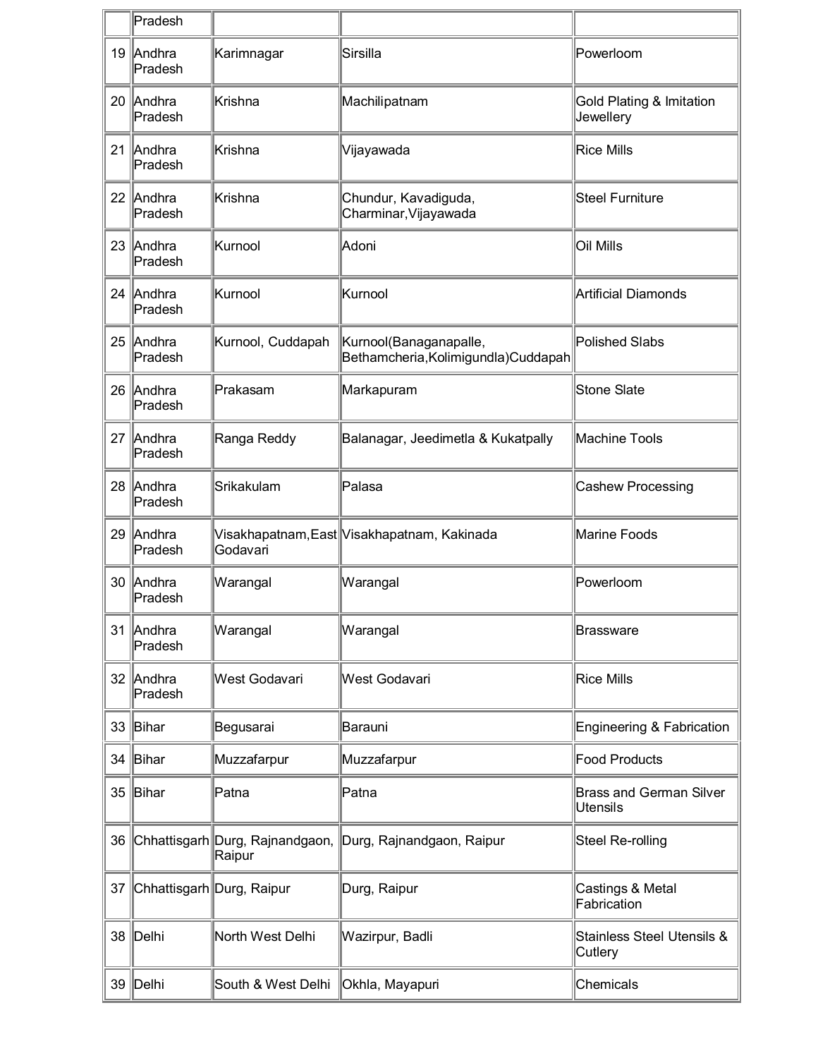| | Pradesh | | | |
|---|---|---|---|---|
| 19 | Andhra Pradesh | Karimnagar | Sirsilla | Powerloom |
| 20 | Andhra Pradesh | Krishna | Machilipatnam | Gold Plating & Imitation Jewellery |
| 21 | Andhra Pradesh | Krishna | Vijayawada | Rice Mills |
| 22 | Andhra Pradesh | Krishna | Chundur, Kavadiguda, Charminar,Vijayawada | Steel Furniture |
| 23 | Andhra Pradesh | Kurnool | Adoni | Oil Mills |
| 24 | Andhra Pradesh | Kurnool | Kurnool | Artificial Diamonds |
| 25 | Andhra Pradesh | Kurnool, Cuddapah | Kurnool(Banaganapalle, Bethamcheria,Kolimigundla)Cuddapah | Polished Slabs |
| 26 | Andhra Pradesh | Prakasam | Markapuram | Stone Slate |
| 27 | Andhra Pradesh | Ranga Reddy | Balanagar, Jeedimetla & Kukatpally | Machine Tools |
| 28 | Andhra Pradesh | Srikakulam | Palasa | Cashew Processing |
| 29 | Andhra Pradesh | Visakhapatnam,East Godavari | Visakhapatnam, Kakinada | Marine Foods |
| 30 | Andhra Pradesh | Warangal | Warangal | Powerloom |
| 31 | Andhra Pradesh | Warangal | Warangal | Brassware |
| 32 | Andhra Pradesh | West Godavari | West Godavari | Rice Mills |
| 33 | Bihar | Begusarai | Barauni | Engineering & Fabrication |
| 34 | Bihar | Muzzafarpur | Muzzafarpur | Food Products |
| 35 | Bihar | Patna | Patna | Brass and German Silver Utensils |
| 36 | Chhattisgarh | Durg, Rajnandgaon, Raipur | Durg, Rajnandgaon, Raipur | Steel Re-rolling |
| 37 | Chhattisgarh | Durg, Raipur | Durg, Raipur | Castings & Metal Fabrication |
| 38 | Delhi | North West Delhi | Wazirpur, Badli | Stainless Steel Utensils & Cutlery |
| 39 | Delhi | South & West Delhi | Okhla, Mayapuri | Chemicals |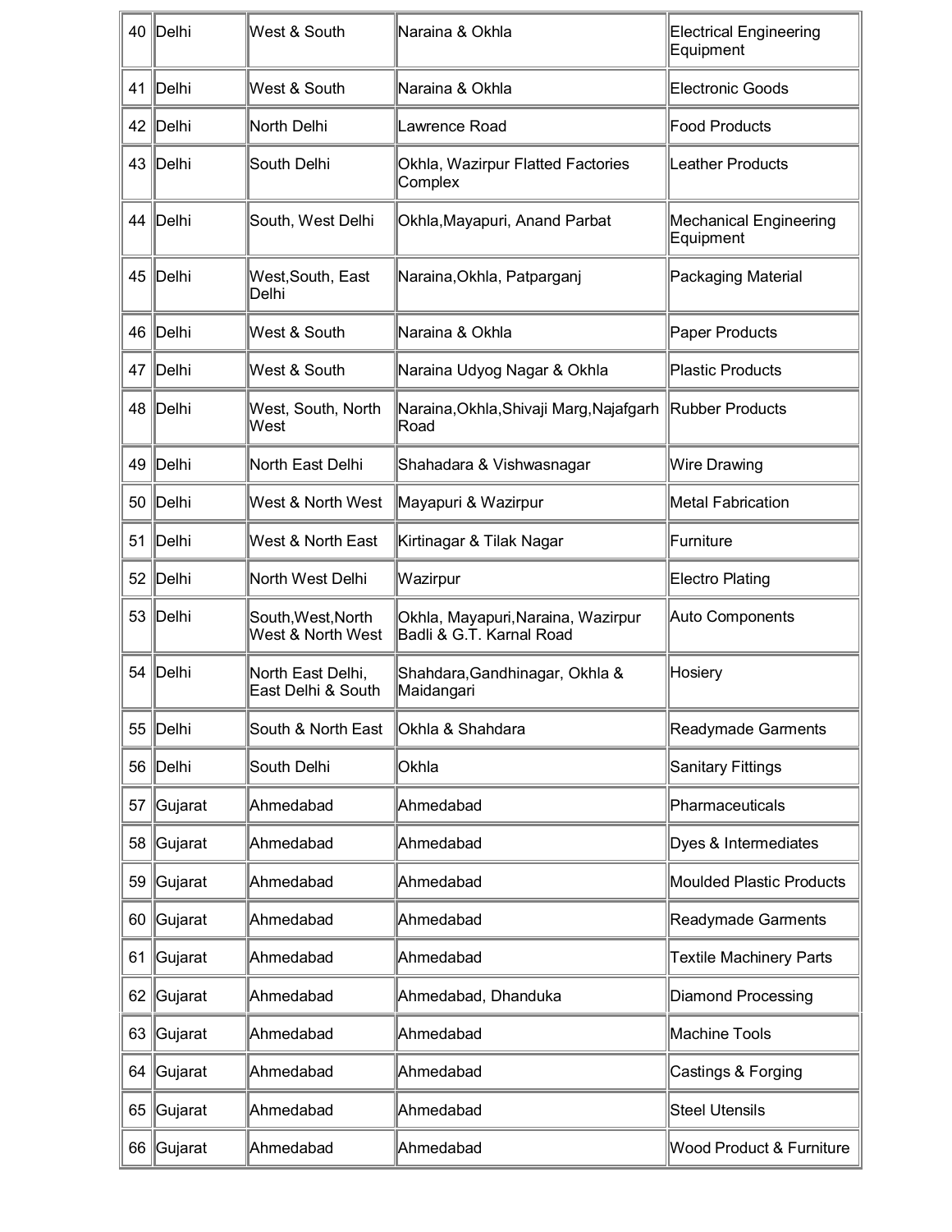| 40 | Delhi | West & South | Naraina & Okhla | Electrical Engineering Equipment |
|---|---|---|---|---|
| 41 | Delhi | West & South | Naraina & Okhla | Electronic Goods |
| 42 | Delhi | North Delhi | Lawrence Road | Food Products |
| 43 | Delhi | South Delhi | Okhla, Wazirpur Flatted Factories Complex | Leather Products |
| 44 | Delhi | South, West Delhi | Okhla,Mayapuri, Anand Parbat | Mechanical Engineering Equipment |
| 45 | Delhi | West,South, East Delhi | Naraina,Okhla, Patparganj | Packaging Material |
| 46 | Delhi | West & South | Naraina & Okhla | Paper Products |
| 47 | Delhi | West & South | Naraina Udyog Nagar & Okhla | Plastic Products |
| 48 | Delhi | West, South, North West | Naraina,Okhla,Shivaji Marg,Najafgarh Road | Rubber Products |
| 49 | Delhi | North East Delhi | Shahadara & Vishwasnagar | Wire Drawing |
| 50 | Delhi | West & North West | Mayapuri & Wazirpur | Metal Fabrication |
| 51 | Delhi | West & North East | Kirtinagar & Tilak Nagar | Furniture |
| 52 | Delhi | North West Delhi | Wazirpur | Electro Plating |
| 53 | Delhi | South,West,North West & North West | Okhla, Mayapuri,Naraina, Wazirpur Badli & G.T. Karnal Road | Auto Components |
| 54 | Delhi | North East Delhi, East Delhi & South | Shahdara,Gandhinagar, Okhla & Maidangari | Hosiery |
| 55 | Delhi | South & North East | Okhla & Shahdara | Readymade Garments |
| 56 | Delhi | South Delhi | Okhla | Sanitary Fittings |
| 57 | Gujarat | Ahmedabad | Ahmedabad | Pharmaceuticals |
| 58 | Gujarat | Ahmedabad | Ahmedabad | Dyes & Intermediates |
| 59 | Gujarat | Ahmedabad | Ahmedabad | Moulded Plastic Products |
| 60 | Gujarat | Ahmedabad | Ahmedabad | Readymade Garments |
| 61 | Gujarat | Ahmedabad | Ahmedabad | Textile Machinery Parts |
| 62 | Gujarat | Ahmedabad | Ahmedabad, Dhanduka | Diamond Processing |
| 63 | Gujarat | Ahmedabad | Ahmedabad | Machine Tools |
| 64 | Gujarat | Ahmedabad | Ahmedabad | Castings & Forging |
| 65 | Gujarat | Ahmedabad | Ahmedabad | Steel Utensils |
| 66 | Gujarat | Ahmedabad | Ahmedabad | Wood Product & Furniture |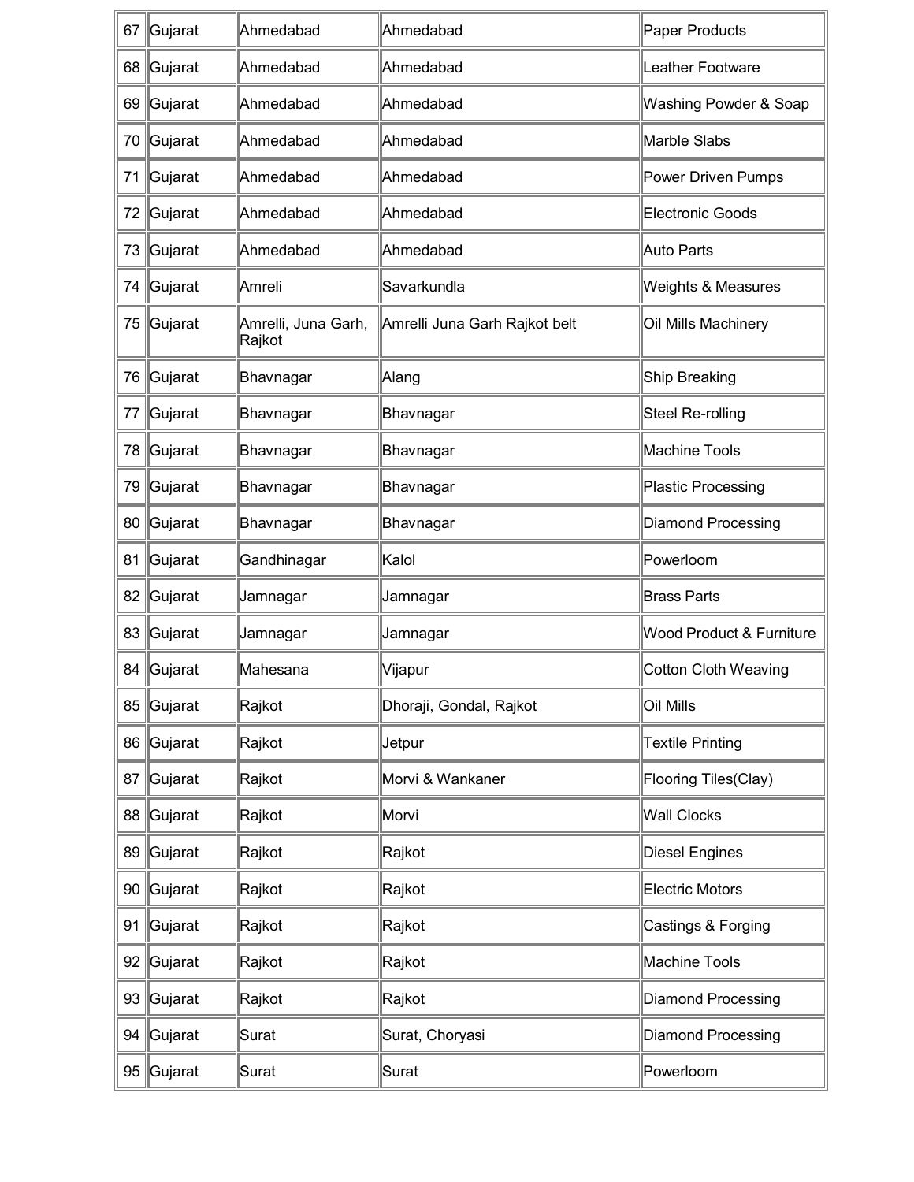| 67 | Gujarat | Ahmedabad | Ahmedabad | Paper Products |
|---|---|---|---|---|
| 68 | Gujarat | Ahmedabad | Ahmedabad | Leather Footware |
| 69 | Gujarat | Ahmedabad | Ahmedabad | Washing Powder & Soap |
| 70 | Gujarat | Ahmedabad | Ahmedabad | Marble Slabs |
| 71 | Gujarat | Ahmedabad | Ahmedabad | Power Driven Pumps |
| 72 | Gujarat | Ahmedabad | Ahmedabad | Electronic Goods |
| 73 | Gujarat | Ahmedabad | Ahmedabad | Auto Parts |
| 74 | Gujarat | Amreli | Savarkundla | Weights & Measures |
| 75 | Gujarat | Amrelli, Juna Garh, Rajkot | Amrelli Juna Garh Rajkot belt | Oil Mills Machinery |
| 76 | Gujarat | Bhavnagar | Alang | Ship Breaking |
| 77 | Gujarat | Bhavnagar | Bhavnagar | Steel Re-rolling |
| 78 | Gujarat | Bhavnagar | Bhavnagar | Machine Tools |
| 79 | Gujarat | Bhavnagar | Bhavnagar | Plastic Processing |
| 80 | Gujarat | Bhavnagar | Bhavnagar | Diamond Processing |
| 81 | Gujarat | Gandhinagar | Kalol | Powerloom |
| 82 | Gujarat | Jamnagar | Jamnagar | Brass Parts |
| 83 | Gujarat | Jamnagar | Jamnagar | Wood Product & Furniture |
| 84 | Gujarat | Mahesana | Vijapur | Cotton Cloth Weaving |
| 85 | Gujarat | Rajkot | Dhoraji, Gondal, Rajkot | Oil Mills |
| 86 | Gujarat | Rajkot | Jetpur | Textile Printing |
| 87 | Gujarat | Rajkot | Morvi & Wankaner | Flooring Tiles(Clay) |
| 88 | Gujarat | Rajkot | Morvi | Wall Clocks |
| 89 | Gujarat | Rajkot | Rajkot | Diesel Engines |
| 90 | Gujarat | Rajkot | Rajkot | Electric Motors |
| 91 | Gujarat | Rajkot | Rajkot | Castings & Forging |
| 92 | Gujarat | Rajkot | Rajkot | Machine Tools |
| 93 | Gujarat | Rajkot | Rajkot | Diamond Processing |
| 94 | Gujarat | Surat | Surat, Choryasi | Diamond Processing |
| 95 | Gujarat | Surat | Surat | Powerloom |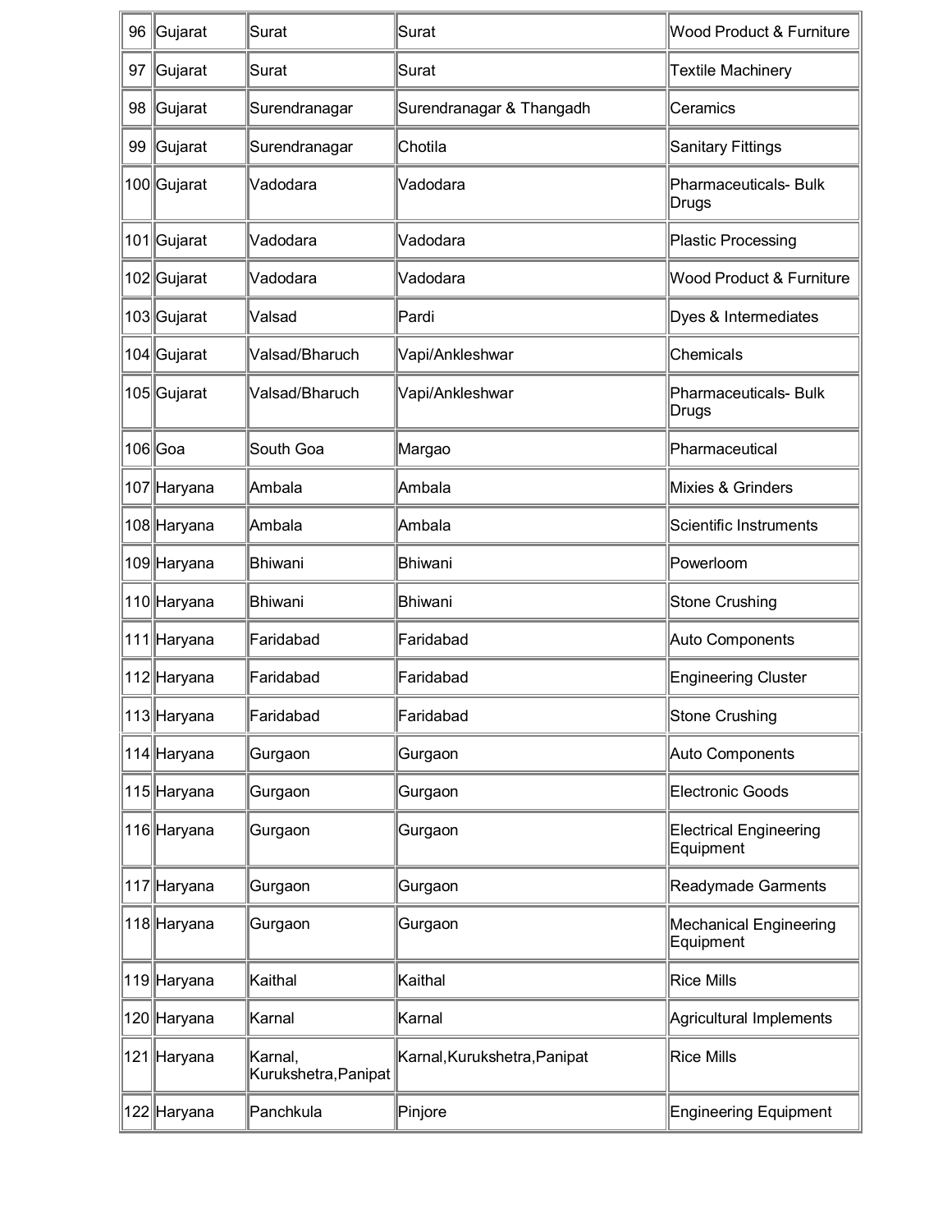| 96 | Gujarat | Surat | Surat | Wood Product & Furniture |
|---|---|---|---|---|
| 97 | Gujarat | Surat | Surat | Textile Machinery |
| 98 | Gujarat | Surendranagar | Surendranagar & Thangadh | Ceramics |
| 99 | Gujarat | Surendranagar | Chotila | Sanitary Fittings |
| 100 | Gujarat | Vadodara | Vadodara | Pharmaceuticals- Bulk Drugs |
| 101 | Gujarat | Vadodara | Vadodara | Plastic Processing |
| 102 | Gujarat | Vadodara | Vadodara | Wood Product & Furniture |
| 103 | Gujarat | Valsad | Pardi | Dyes & Intermediates |
| 104 | Gujarat | Valsad/Bharuch | Vapi/Ankleshwar | Chemicals |
| 105 | Gujarat | Valsad/Bharuch | Vapi/Ankleshwar | Pharmaceuticals- Bulk Drugs |
| 106 | Goa | South Goa | Margao | Pharmaceutical |
| 107 | Haryana | Ambala | Ambala | Mixies & Grinders |
| 108 | Haryana | Ambala | Ambala | Scientific Instruments |
| 109 | Haryana | Bhiwani | Bhiwani | Powerloom |
| 110 | Haryana | Bhiwani | Bhiwani | Stone Crushing |
| 111 | Haryana | Faridabad | Faridabad | Auto Components |
| 112 | Haryana | Faridabad | Faridabad | Engineering Cluster |
| 113 | Haryana | Faridabad | Faridabad | Stone Crushing |
| 114 | Haryana | Gurgaon | Gurgaon | Auto Components |
| 115 | Haryana | Gurgaon | Gurgaon | Electronic Goods |
| 116 | Haryana | Gurgaon | Gurgaon | Electrical Engineering Equipment |
| 117 | Haryana | Gurgaon | Gurgaon | Readymade Garments |
| 118 | Haryana | Gurgaon | Gurgaon | Mechanical Engineering Equipment |
| 119 | Haryana | Kaithal | Kaithal | Rice Mills |
| 120 | Haryana | Karnal | Karnal | Agricultural Implements |
| 121 | Haryana | Karnal, Kurukshetra,Panipat | Karnal,Kurukshetra,Panipat | Rice Mills |
| 122 | Haryana | Panchkula | Pinjore | Engineering Equipment |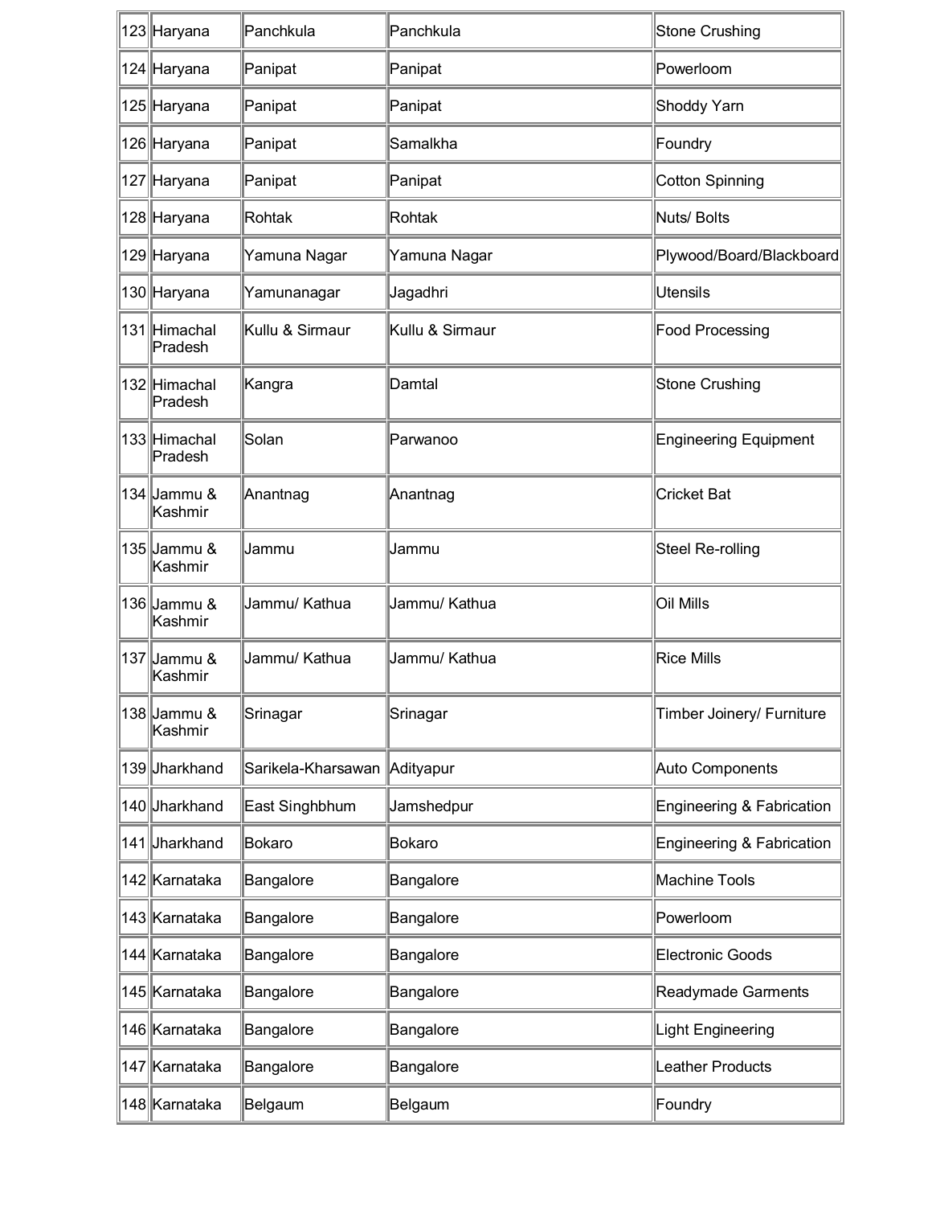| | | | | |
|---|---|---|---|---|
| 123 | Haryana | Panchkula | Panchkula | Stone Crushing |
| 124 | Haryana | Panipat | Panipat | Powerloom |
| 125 | Haryana | Panipat | Panipat | Shoddy Yarn |
| 126 | Haryana | Panipat | Samalkha | Foundry |
| 127 | Haryana | Panipat | Panipat | Cotton Spinning |
| 128 | Haryana | Rohtak | Rohtak | Nuts/ Bolts |
| 129 | Haryana | Yamuna Nagar | Yamuna Nagar | Plywood/Board/Blackboard |
| 130 | Haryana | Yamunanagar | Jagadhri | Utensils |
| 131 | Himachal Pradesh | Kullu & Sirmaur | Kullu & Sirmaur | Food Processing |
| 132 | Himachal Pradesh | Kangra | Damtal | Stone Crushing |
| 133 | Himachal Pradesh | Solan | Parwanoo | Engineering Equipment |
| 134 | Jammu & Kashmir | Anantnag | Anantnag | Cricket Bat |
| 135 | Jammu & Kashmir | Jammu | Jammu | Steel Re-rolling |
| 136 | Jammu & Kashmir | Jammu/ Kathua | Jammu/ Kathua | Oil Mills |
| 137 | Jammu & Kashmir | Jammu/ Kathua | Jammu/ Kathua | Rice Mills |
| 138 | Jammu & Kashmir | Srinagar | Srinagar | Timber Joinery/ Furniture |
| 139 | Jharkhand | Sarikela-Kharsawan | Adityapur | Auto Components |
| 140 | Jharkhand | East Singhbhum | Jamshedpur | Engineering & Fabrication |
| 141 | Jharkhand | Bokaro | Bokaro | Engineering & Fabrication |
| 142 | Karnataka | Bangalore | Bangalore | Machine Tools |
| 143 | Karnataka | Bangalore | Bangalore | Powerloom |
| 144 | Karnataka | Bangalore | Bangalore | Electronic Goods |
| 145 | Karnataka | Bangalore | Bangalore | Readymade Garments |
| 146 | Karnataka | Bangalore | Bangalore | Light Engineering |
| 147 | Karnataka | Bangalore | Bangalore | Leather Products |
| 148 | Karnataka | Belgaum | Belgaum | Foundry |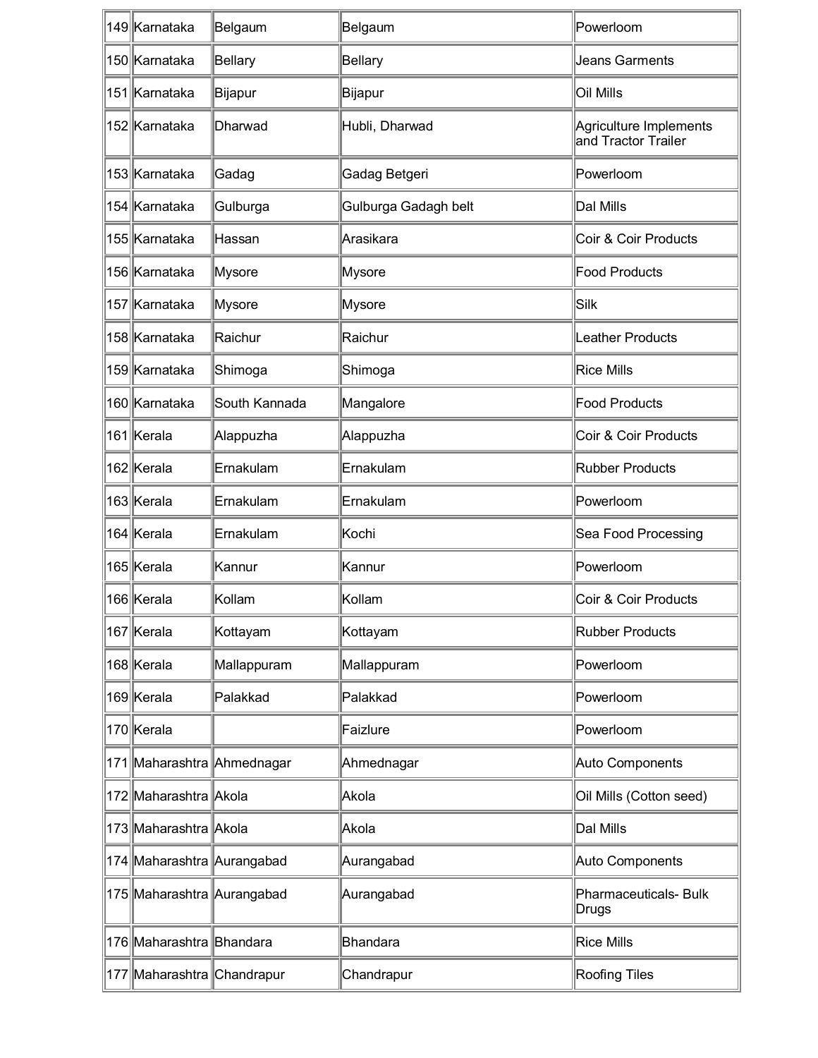| | | | | |
|---|---|---|---|---|
| 149 | Karnataka | Belgaum | Belgaum | Powerloom |
| 150 | Karnataka | Bellary | Bellary | Jeans Garments |
| 151 | Karnataka | Bijapur | Bijapur | Oil Mills |
| 152 | Karnataka | Dharwad | Hubli, Dharwad | Agriculture Implements and Tractor Trailer |
| 153 | Karnataka | Gadag | Gadag Betgeri | Powerloom |
| 154 | Karnataka | Gulburga | Gulburga Gadagh belt | Dal Mills |
| 155 | Karnataka | Hassan | Arasikara | Coir & Coir Products |
| 156 | Karnataka | Mysore | Mysore | Food Products |
| 157 | Karnataka | Mysore | Mysore | Silk |
| 158 | Karnataka | Raichur | Raichur | Leather Products |
| 159 | Karnataka | Shimoga | Shimoga | Rice Mills |
| 160 | Karnataka | South Kannada | Mangalore | Food Products |
| 161 | Kerala | Alappuzha | Alappuzha | Coir & Coir Products |
| 162 | Kerala | Ernakulam | Ernakulam | Rubber Products |
| 163 | Kerala | Ernakulam | Ernakulam | Powerloom |
| 164 | Kerala | Ernakulam | Kochi | Sea Food Processing |
| 165 | Kerala | Kannur | Kannur | Powerloom |
| 166 | Kerala | Kollam | Kollam | Coir & Coir Products |
| 167 | Kerala | Kottayam | Kottayam | Rubber Products |
| 168 | Kerala | Mallappuram | Mallappuram | Powerloom |
| 169 | Kerala | Palakkad | Palakkad | Powerloom |
| 170 | Kerala | | Faizlure | Powerloom |
| 171 | Maharashtra | Ahmednagar | Ahmednagar | Auto Components |
| 172 | Maharashtra | Akola | Akola | Oil Mills (Cotton seed) |
| 173 | Maharashtra | Akola | Akola | Dal Mills |
| 174 | Maharashtra | Aurangabad | Aurangabad | Auto Components |
| 175 | Maharashtra | Aurangabad | Aurangabad | Pharmaceuticals- Bulk Drugs |
| 176 | Maharashtra | Bhandara | Bhandara | Rice Mills |
| 177 | Maharashtra | Chandrapur | Chandrapur | Roofing Tiles |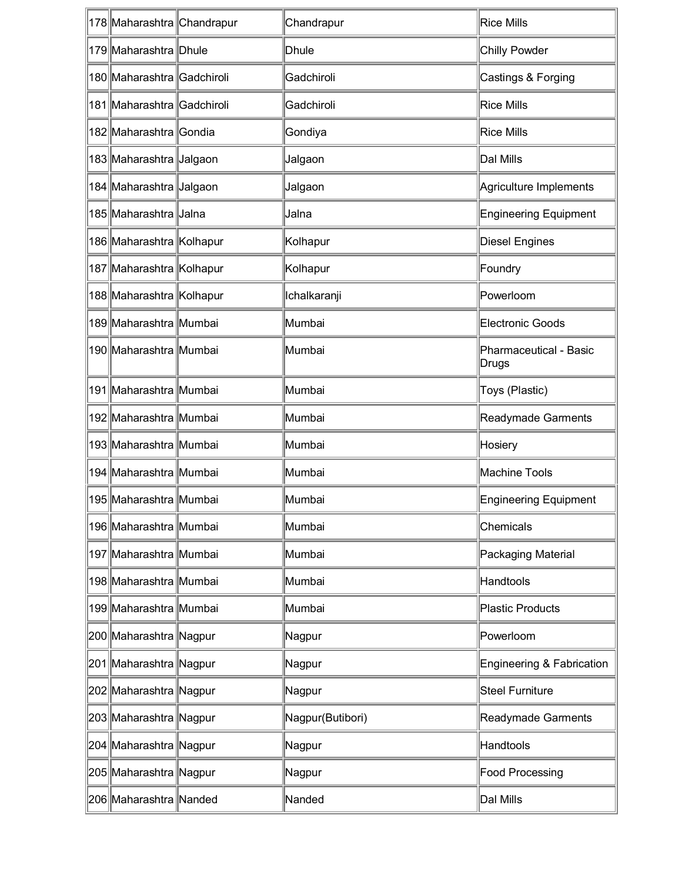| 178 | Maharashtra | Chandrapur | Chandrapur | Rice Mills |
|---|---|---|---|---|
| 179 | Maharashtra | Dhule | Dhule | Chilly Powder |
| 180 | Maharashtra | Gadchiroli | Gadchiroli | Castings & Forging |
| 181 | Maharashtra | Gadchiroli | Gadchiroli | Rice Mills |
| 182 | Maharashtra | Gondia | Gondiya | Rice Mills |
| 183 | Maharashtra | Jalgaon | Jalgaon | Dal Mills |
| 184 | Maharashtra | Jalgaon | Jalgaon | Agriculture Implements |
| 185 | Maharashtra | Jalna | Jalna | Engineering Equipment |
| 186 | Maharashtra | Kolhapur | Kolhapur | Diesel Engines |
| 187 | Maharashtra | Kolhapur | Kolhapur | Foundry |
| 188 | Maharashtra | Kolhapur | Ichalkaranji | Powerloom |
| 189 | Maharashtra | Mumbai | Mumbai | Electronic Goods |
| 190 | Maharashtra | Mumbai | Mumbai | Pharmaceutical - Basic Drugs |
| 191 | Maharashtra | Mumbai | Mumbai | Toys (Plastic) |
| 192 | Maharashtra | Mumbai | Mumbai | Readymade Garments |
| 193 | Maharashtra | Mumbai | Mumbai | Hosiery |
| 194 | Maharashtra | Mumbai | Mumbai | Machine Tools |
| 195 | Maharashtra | Mumbai | Mumbai | Engineering Equipment |
| 196 | Maharashtra | Mumbai | Mumbai | Chemicals |
| 197 | Maharashtra | Mumbai | Mumbai | Packaging Material |
| 198 | Maharashtra | Mumbai | Mumbai | Handtools |
| 199 | Maharashtra | Mumbai | Mumbai | Plastic Products |
| 200 | Maharashtra | Nagpur | Nagpur | Powerloom |
| 201 | Maharashtra | Nagpur | Nagpur | Engineering & Fabrication |
| 202 | Maharashtra | Nagpur | Nagpur | Steel Furniture |
| 203 | Maharashtra | Nagpur | Nagpur(Butibori) | Readymade Garments |
| 204 | Maharashtra | Nagpur | Nagpur | Handtools |
| 205 | Maharashtra | Nagpur | Nagpur | Food Processing |
| 206 | Maharashtra | Nanded | Nanded | Dal Mills |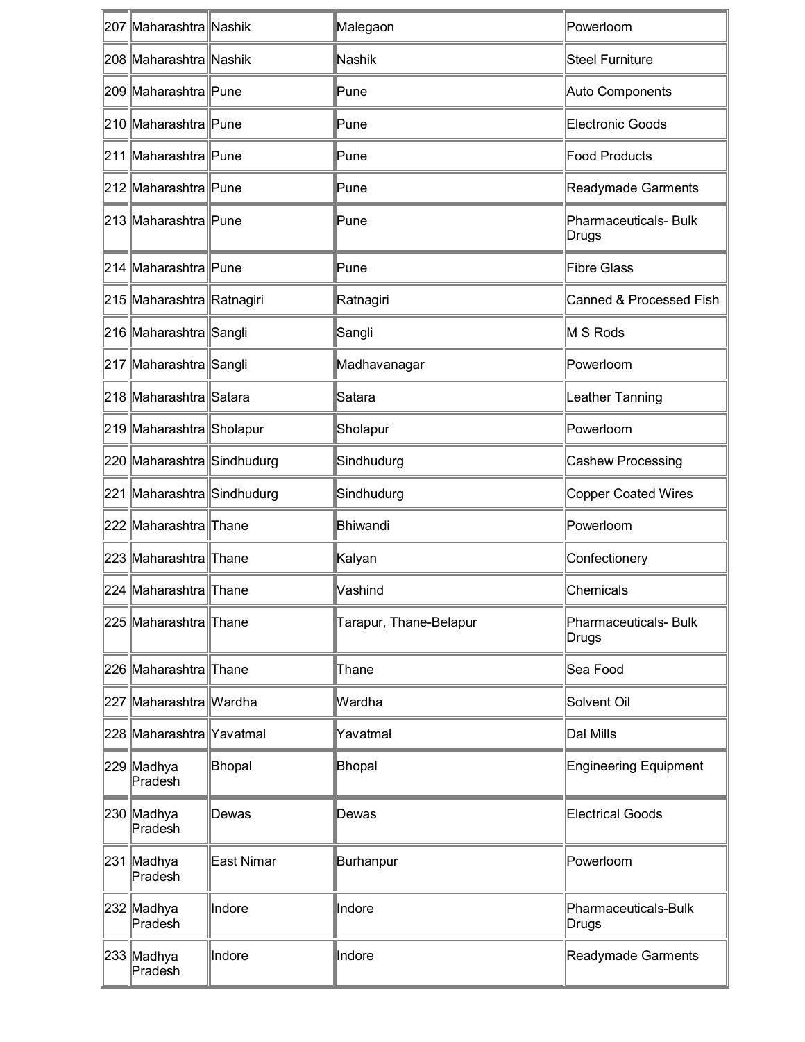| | | | | |
|---|---|---|---|---|
| 207 | Maharashtra | Nashik | Malegaon | Powerloom |
| 208 | Maharashtra | Nashik | Nashik | Steel Furniture |
| 209 | Maharashtra | Pune | Pune | Auto Components |
| 210 | Maharashtra | Pune | Pune | Electronic Goods |
| 211 | Maharashtra | Pune | Pune | Food Products |
| 212 | Maharashtra | Pune | Pune | Readymade Garments |
| 213 | Maharashtra | Pune | Pune | Pharmaceuticals- Bulk Drugs |
| 214 | Maharashtra | Pune | Pune | Fibre Glass |
| 215 | Maharashtra | Ratnagiri | Ratnagiri | Canned & Processed Fish |
| 216 | Maharashtra | Sangli | Sangli | M S Rods |
| 217 | Maharashtra | Sangli | Madhavanagar | Powerloom |
| 218 | Maharashtra | Satara | Satara | Leather Tanning |
| 219 | Maharashtra | Sholapur | Sholapur | Powerloom |
| 220 | Maharashtra | Sindhudurg | Sindhudurg | Cashew Processing |
| 221 | Maharashtra | Sindhudurg | Sindhudurg | Copper Coated Wires |
| 222 | Maharashtra | Thane | Bhiwandi | Powerloom |
| 223 | Maharashtra | Thane | Kalyan | Confectionery |
| 224 | Maharashtra | Thane | Vashind | Chemicals |
| 225 | Maharashtra | Thane | Tarapur, Thane-Belapur | Pharmaceuticals- Bulk Drugs |
| 226 | Maharashtra | Thane | Thane | Sea Food |
| 227 | Maharashtra | Wardha | Wardha | Solvent Oil |
| 228 | Maharashtra | Yavatmal | Yavatmal | Dal Mills |
| 229 | Madhya Pradesh | Bhopal | Bhopal | Engineering Equipment |
| 230 | Madhya Pradesh | Dewas | Dewas | Electrical Goods |
| 231 | Madhya Pradesh | East Nimar | Burhanpur | Powerloom |
| 232 | Madhya Pradesh | Indore | Indore | Pharmaceuticals-Bulk Drugs |
| 233 | Madhya Pradesh | Indore | Indore | Readymade Garments |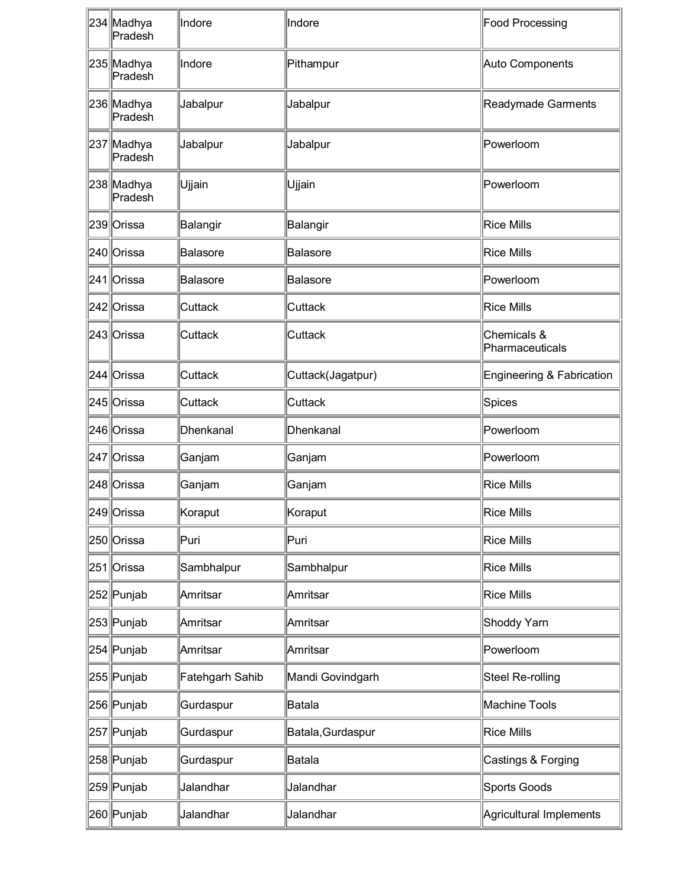| 234 | Madhya Pradesh | Indore | Indore | Food Processing |
|---|---|---|---|---|
| 235 | Madhya Pradesh | Indore | Pithampur | Auto Components |
| 236 | Madhya Pradesh | Jabalpur | Jabalpur | Readymade Garments |
| 237 | Madhya Pradesh | Jabalpur | Jabalpur | Powerloom |
| 238 | Madhya Pradesh | Ujjain | Ujjain | Powerloom |
| 239 | Orissa | Balangir | Balangir | Rice Mills |
| 240 | Orissa | Balasore | Balasore | Rice Mills |
| 241 | Orissa | Balasore | Balasore | Powerloom |
| 242 | Orissa | Cuttack | Cuttack | Rice Mills |
| 243 | Orissa | Cuttack | Cuttack | Chemicals & Pharmaceuticals |
| 244 | Orissa | Cuttack | Cuttack(Jagatpur) | Engineering & Fabrication |
| 245 | Orissa | Cuttack | Cuttack | Spices |
| 246 | Orissa | Dhenkanal | Dhenkanal | Powerloom |
| 247 | Orissa | Ganjam | Ganjam | Powerloom |
| 248 | Orissa | Ganjam | Ganjam | Rice Mills |
| 249 | Orissa | Koraput | Koraput | Rice Mills |
| 250 | Orissa | Puri | Puri | Rice Mills |
| 251 | Orissa | Sambhalpur | Sambhalpur | Rice Mills |
| 252 | Punjab | Amritsar | Amritsar | Rice Mills |
| 253 | Punjab | Amritsar | Amritsar | Shoddy Yarn |
| 254 | Punjab | Amritsar | Amritsar | Powerloom |
| 255 | Punjab | Fatehgarh Sahib | Mandi Govindgarh | Steel Re-rolling |
| 256 | Punjab | Gurdaspur | Batala | Machine Tools |
| 257 | Punjab | Gurdaspur | Batala,Gurdaspur | Rice Mills |
| 258 | Punjab | Gurdaspur | Batala | Castings & Forging |
| 259 | Punjab | Jalandhar | Jalandhar | Sports Goods |
| 260 | Punjab | Jalandhar | Jalandhar | Agricultural Implements |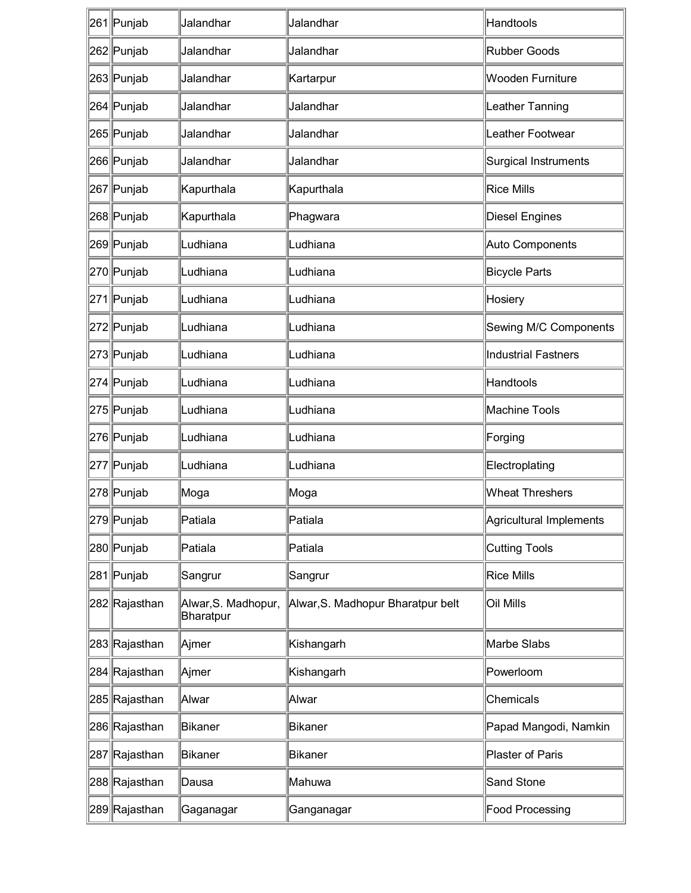| 261 | Punjab | Jalandhar | Jalandhar | Handtools |
|---|---|---|---|---|
| 262 | Punjab | Jalandhar | Jalandhar | Rubber Goods |
| 263 | Punjab | Jalandhar | Kartarpur | Wooden Furniture |
| 264 | Punjab | Jalandhar | Jalandhar | Leather Tanning |
| 265 | Punjab | Jalandhar | Jalandhar | Leather Footwear |
| 266 | Punjab | Jalandhar | Jalandhar | Surgical Instruments |
| 267 | Punjab | Kapurthala | Kapurthala | Rice Mills |
| 268 | Punjab | Kapurthala | Phagwara | Diesel Engines |
| 269 | Punjab | Ludhiana | Ludhiana | Auto Components |
| 270 | Punjab | Ludhiana | Ludhiana | Bicycle Parts |
| 271 | Punjab | Ludhiana | Ludhiana | Hosiery |
| 272 | Punjab | Ludhiana | Ludhiana | Sewing M/C Components |
| 273 | Punjab | Ludhiana | Ludhiana | Industrial Fastners |
| 274 | Punjab | Ludhiana | Ludhiana | Handtools |
| 275 | Punjab | Ludhiana | Ludhiana | Machine Tools |
| 276 | Punjab | Ludhiana | Ludhiana | Forging |
| 277 | Punjab | Ludhiana | Ludhiana | Electroplating |
| 278 | Punjab | Moga | Moga | Wheat Threshers |
| 279 | Punjab | Patiala | Patiala | Agricultural Implements |
| 280 | Punjab | Patiala | Patiala | Cutting Tools |
| 281 | Punjab | Sangrur | Sangrur | Rice Mills |
| 282 | Rajasthan | Alwar,S. Madhopur, Bharatpur | Alwar,S. Madhopur Bharatpur belt | Oil Mills |
| 283 | Rajasthan | Ajmer | Kishangarh | Marbe Slabs |
| 284 | Rajasthan | Ajmer | Kishangarh | Powerloom |
| 285 | Rajasthan | Alwar | Alwar | Chemicals |
| 286 | Rajasthan | Bikaner | Bikaner | Papad Mangodi, Namkin |
| 287 | Rajasthan | Bikaner | Bikaner | Plaster of Paris |
| 288 | Rajasthan | Dausa | Mahuwa | Sand Stone |
| 289 | Rajasthan | Gaganagar | Ganganagar | Food Processing |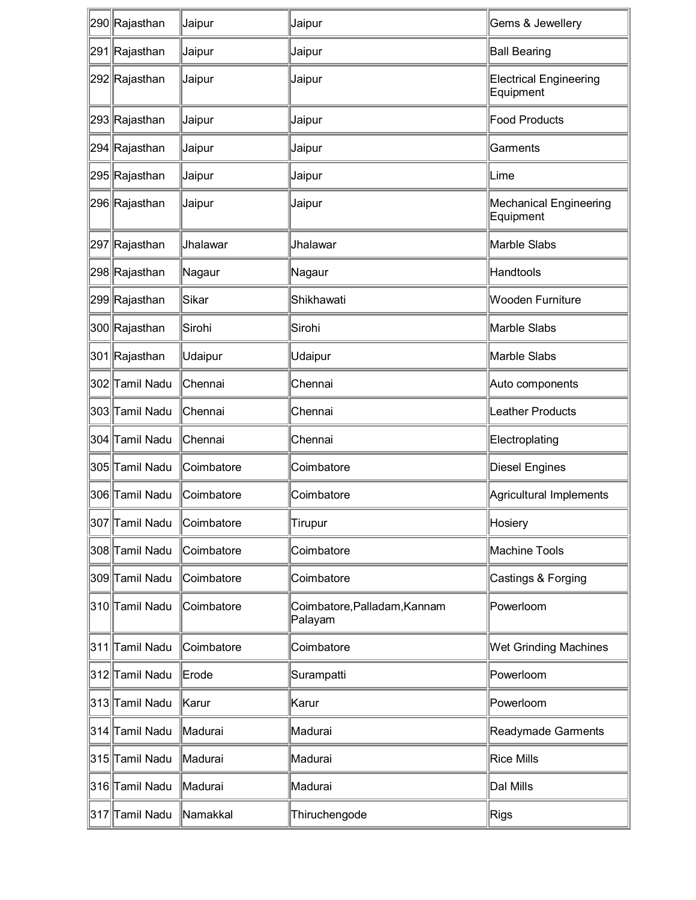| | | | | |
|---|---|---|---|---|
| 290 | Rajasthan | Jaipur | Jaipur | Gems & Jewellery |
| 291 | Rajasthan | Jaipur | Jaipur | Ball Bearing |
| 292 | Rajasthan | Jaipur | Jaipur | Electrical Engineering Equipment |
| 293 | Rajasthan | Jaipur | Jaipur | Food Products |
| 294 | Rajasthan | Jaipur | Jaipur | Garments |
| 295 | Rajasthan | Jaipur | Jaipur | Lime |
| 296 | Rajasthan | Jaipur | Jaipur | Mechanical Engineering Equipment |
| 297 | Rajasthan | Jhalawar | Jhalawar | Marble Slabs |
| 298 | Rajasthan | Nagaur | Nagaur | Handtools |
| 299 | Rajasthan | Sikar | Shikhawati | Wooden Furniture |
| 300 | Rajasthan | Sirohi | Sirohi | Marble Slabs |
| 301 | Rajasthan | Udaipur | Udaipur | Marble Slabs |
| 302 | Tamil Nadu | Chennai | Chennai | Auto components |
| 303 | Tamil Nadu | Chennai | Chennai | Leather Products |
| 304 | Tamil Nadu | Chennai | Chennai | Electroplating |
| 305 | Tamil Nadu | Coimbatore | Coimbatore | Diesel Engines |
| 306 | Tamil Nadu | Coimbatore | Coimbatore | Agricultural Implements |
| 307 | Tamil Nadu | Coimbatore | Tirupur | Hosiery |
| 308 | Tamil Nadu | Coimbatore | Coimbatore | Machine Tools |
| 309 | Tamil Nadu | Coimbatore | Coimbatore | Castings & Forging |
| 310 | Tamil Nadu | Coimbatore | Coimbatore,Palladam,Kannam Palayam | Powerloom |
| 311 | Tamil Nadu | Coimbatore | Coimbatore | Wet Grinding Machines |
| 312 | Tamil Nadu | Erode | Surampatti | Powerloom |
| 313 | Tamil Nadu | Karur | Karur | Powerloom |
| 314 | Tamil Nadu | Madurai | Madurai | Readymade Garments |
| 315 | Tamil Nadu | Madurai | Madurai | Rice Mills |
| 316 | Tamil Nadu | Madurai | Madurai | Dal Mills |
| 317 | Tamil Nadu | Namakkal | Thiruchengode | Rigs |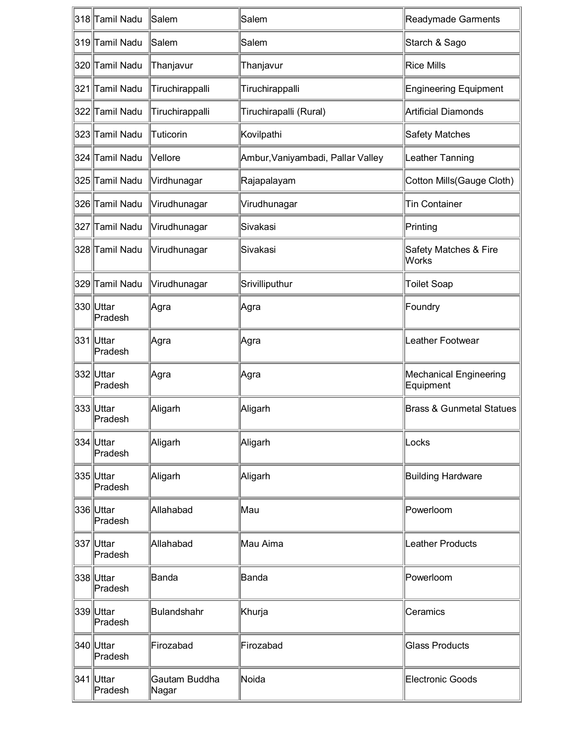| 318 | Tamil Nadu | Salem | Salem | Readymade Garments |
|---|---|---|---|---|
| 319 | Tamil Nadu | Salem | Salem | Starch & Sago |
| 320 | Tamil Nadu | Thanjavur | Thanjavur | Rice Mills |
| 321 | Tamil Nadu | Tiruchirappalli | Tiruchirappalli | Engineering Equipment |
| 322 | Tamil Nadu | Tiruchirappalli | Tiruchirapalli (Rural) | Artificial Diamonds |
| 323 | Tamil Nadu | Tuticorin | Kovilpathi | Safety Matches |
| 324 | Tamil Nadu | Vellore | Ambur,Vaniyambadi, Pallar Valley | Leather Tanning |
| 325 | Tamil Nadu | Virdhunagar | Rajapalayam | Cotton Mills(Gauge Cloth) |
| 326 | Tamil Nadu | Virudhunagar | Virudhunagar | Tin Container |
| 327 | Tamil Nadu | Virudhunagar | Sivakasi | Printing |
| 328 | Tamil Nadu | Virudhunagar | Sivakasi | Safety Matches & Fire Works |
| 329 | Tamil Nadu | Virudhunagar | Srivilliputhur | Toilet Soap |
| 330 | Uttar Pradesh | Agra | Agra | Foundry |
| 331 | Uttar Pradesh | Agra | Agra | Leather Footwear |
| 332 | Uttar Pradesh | Agra | Agra | Mechanical Engineering Equipment |
| 333 | Uttar Pradesh | Aligarh | Aligarh | Brass & Gunmetal Statues |
| 334 | Uttar Pradesh | Aligarh | Aligarh | Locks |
| 335 | Uttar Pradesh | Aligarh | Aligarh | Building Hardware |
| 336 | Uttar Pradesh | Allahabad | Mau | Powerloom |
| 337 | Uttar Pradesh | Allahabad | Mau Aima | Leather Products |
| 338 | Uttar Pradesh | Banda | Banda | Powerloom |
| 339 | Uttar Pradesh | Bulandshahr | Khurja | Ceramics |
| 340 | Uttar Pradesh | Firozabad | Firozabad | Glass Products |
| 341 | Uttar Pradesh | Gautam Buddha Nagar | Noida | Electronic Goods |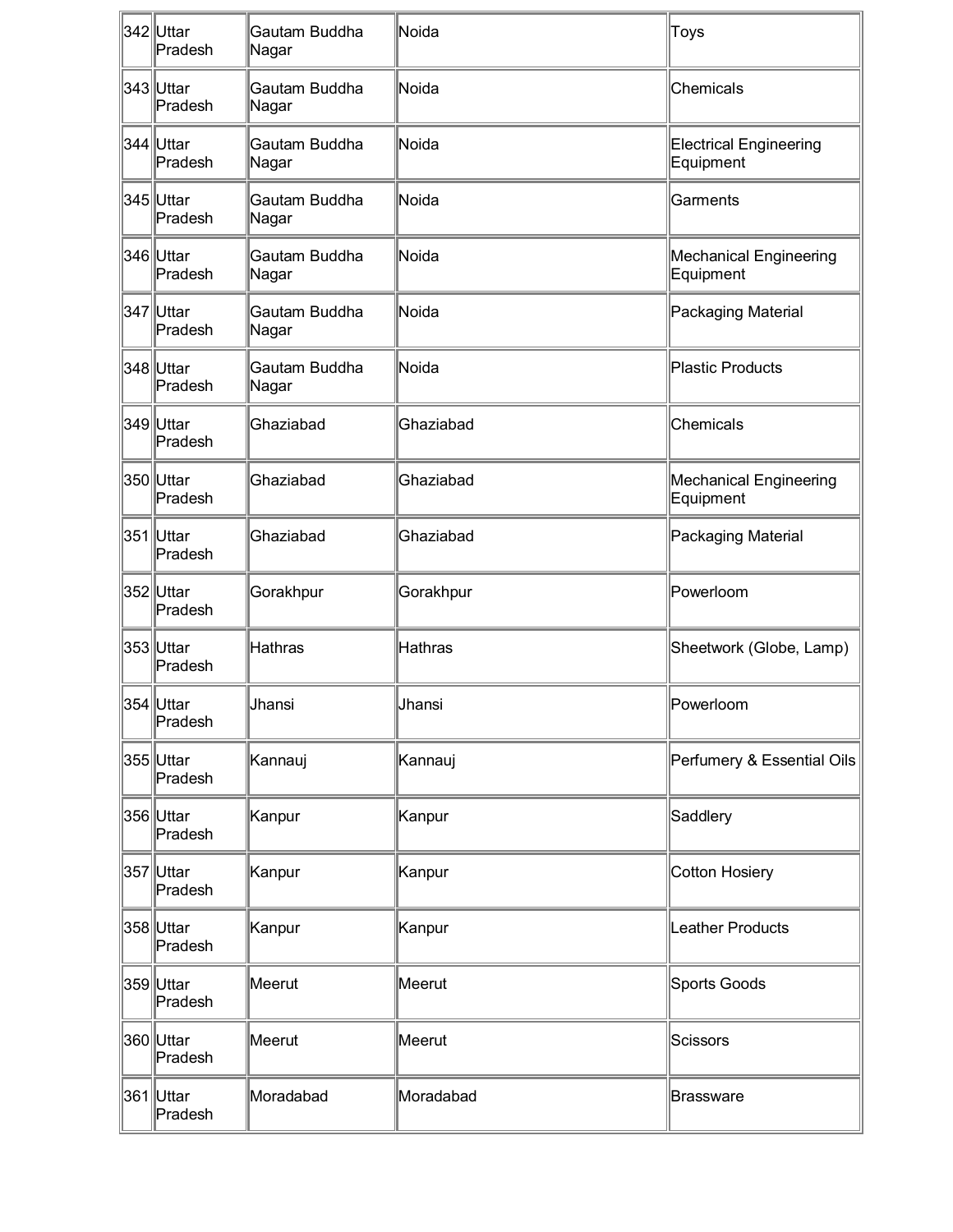| 342 | Uttar Pradesh | Gautam Buddha Nagar | Noida | Toys |
|---|---|---|---|---|
| 343 | Uttar Pradesh | Gautam Buddha Nagar | Noida | Chemicals |
| 344 | Uttar Pradesh | Gautam Buddha Nagar | Noida | Electrical Engineering Equipment |
| 345 | Uttar Pradesh | Gautam Buddha Nagar | Noida | Garments |
| 346 | Uttar Pradesh | Gautam Buddha Nagar | Noida | Mechanical Engineering Equipment |
| 347 | Uttar Pradesh | Gautam Buddha Nagar | Noida | Packaging Material |
| 348 | Uttar Pradesh | Gautam Buddha Nagar | Noida | Plastic Products |
| 349 | Uttar Pradesh | Ghaziabad | Ghaziabad | Chemicals |
| 350 | Uttar Pradesh | Ghaziabad | Ghaziabad | Mechanical Engineering Equipment |
| 351 | Uttar Pradesh | Ghaziabad | Ghaziabad | Packaging Material |
| 352 | Uttar Pradesh | Gorakhpur | Gorakhpur | Powerloom |
| 353 | Uttar Pradesh | Hathras | Hathras | Sheetwork (Globe, Lamp) |
| 354 | Uttar Pradesh | Jhansi | Jhansi | Powerloom |
| 355 | Uttar Pradesh | Kannauj | Kannauj | Perfumery & Essential Oils |
| 356 | Uttar Pradesh | Kanpur | Kanpur | Saddlery |
| 357 | Uttar Pradesh | Kanpur | Kanpur | Cotton Hosiery |
| 358 | Uttar Pradesh | Kanpur | Kanpur | Leather Products |
| 359 | Uttar Pradesh | Meerut | Meerut | Sports Goods |
| 360 | Uttar Pradesh | Meerut | Meerut | Scissors |
| 361 | Uttar Pradesh | Moradabad | Moradabad | Brassware |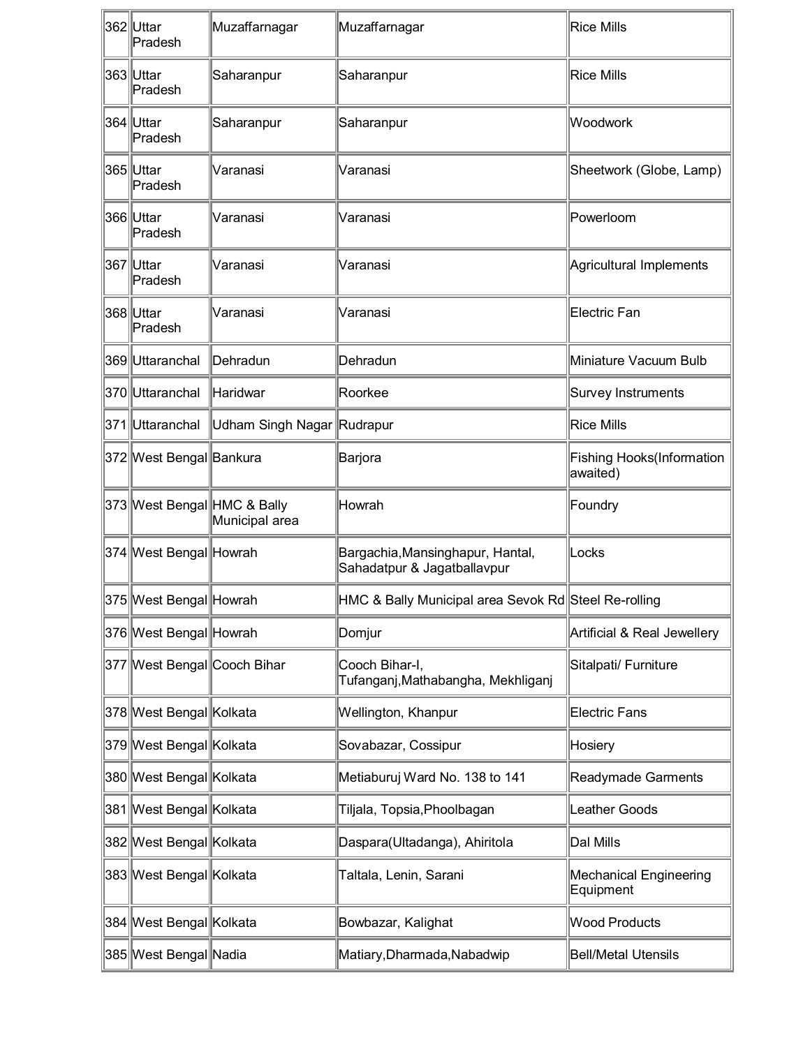| | | | | |
|---|---|---|---|---|
| 362 | Uttar Pradesh | Muzaffarnagar | Muzaffarnagar | Rice Mills |
| 363 | Uttar Pradesh | Saharanpur | Saharanpur | Rice Mills |
| 364 | Uttar Pradesh | Saharanpur | Saharanpur | Woodwork |
| 365 | Uttar Pradesh | Varanasi | Varanasi | Sheetwork (Globe, Lamp) |
| 366 | Uttar Pradesh | Varanasi | Varanasi | Powerloom |
| 367 | Uttar Pradesh | Varanasi | Varanasi | Agricultural Implements |
| 368 | Uttar Pradesh | Varanasi | Varanasi | Electric Fan |
| 369 | Uttaranchal | Dehradun | Dehradun | Miniature Vacuum Bulb |
| 370 | Uttaranchal | Haridwar | Roorkee | Survey Instruments |
| 371 | Uttaranchal | Udham Singh Nagar | Rudrapur | Rice Mills |
| 372 | West Bengal | Bankura | Barjora | Fishing Hooks(Information awaited) |
| 373 | West Bengal | HMC & Bally Municipal area | Howrah | Foundry |
| 374 | West Bengal | Howrah | Bargachia,Mansinghapur, Hantal, Sahadatpur & Jagatballavpur | Locks |
| 375 | West Bengal | Howrah | HMC & Bally Municipal area Sevok Rd | Steel Re-rolling |
| 376 | West Bengal | Howrah | Domjur | Artificial & Real Jewellery |
| 377 | West Bengal | Cooch Bihar | Cooch Bihar-I, Tufanganj,Mathabangha, Mekhliganj | Sitalpati/ Furniture |
| 378 | West Bengal | Kolkata | Wellington, Khanpur | Electric Fans |
| 379 | West Bengal | Kolkata | Sovabazar, Cossipur | Hosiery |
| 380 | West Bengal | Kolkata | Metiaburuj Ward No. 138 to 141 | Readymade Garments |
| 381 | West Bengal | Kolkata | Tiljala, Topsia,Phoolbagan | Leather Goods |
| 382 | West Bengal | Kolkata | Daspara(Ultadanga), Ahiritola | Dal Mills |
| 383 | West Bengal | Kolkata | Taltala, Lenin, Sarani | Mechanical Engineering Equipment |
| 384 | West Bengal | Kolkata | Bowbazar, Kalighat | Wood Products |
| 385 | West Bengal | Nadia | Matiary,Dharmada,Nabadwip | Bell/Metal Utensils |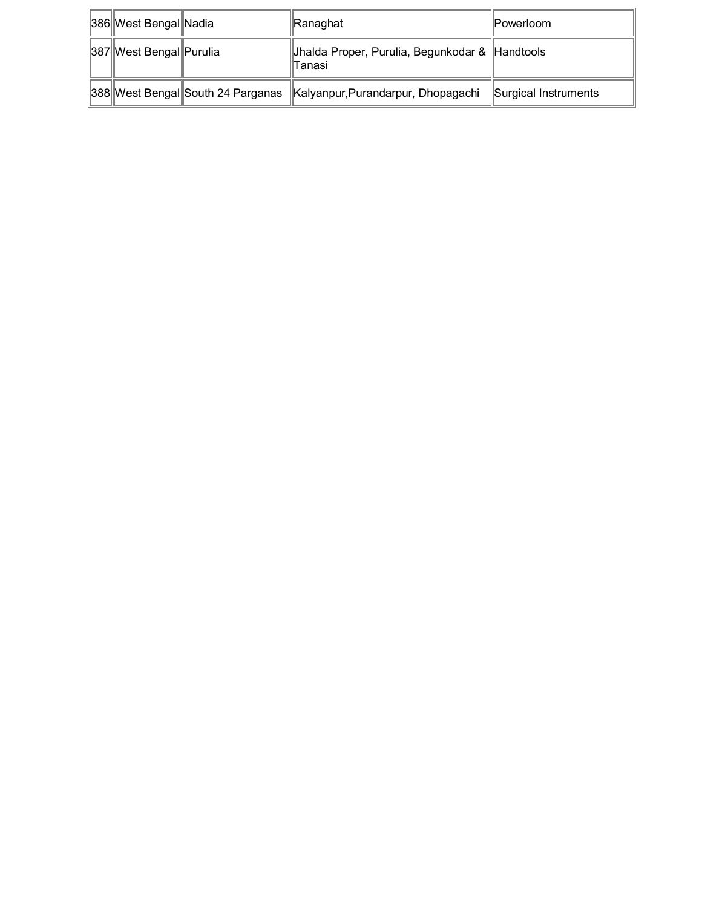| | | | | |
|---|---|---|---|---|
| 386 | West Bengal | Nadia | Ranaghat | Powerloom |
| 387 | West Bengal | Purulia | Jhalda Proper, Purulia, Begunkodar & Tanasi | Handtools |
| 388 | West Bengal | South 24 Parganas | Kalyanpur,Purandarpur, Dhopagachi | Surgical Instruments |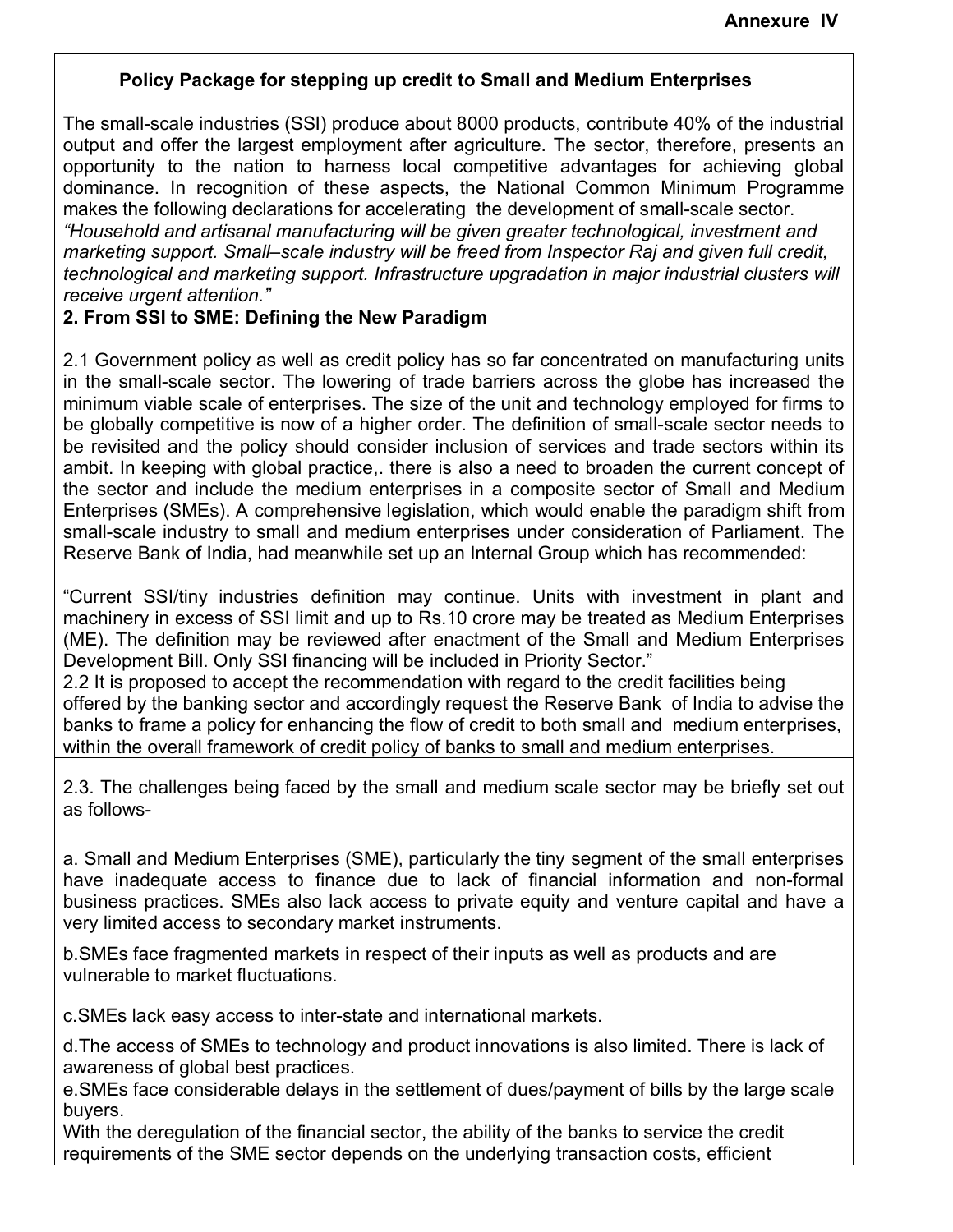**Annexure IV**

**Policy Package for stepping up credit to Small and Medium Enterprises**

The small-scale industries (SSI) produce about 8000 products, contribute 40% of the industrial output and offer the largest employment after agriculture. The sector, therefore, presents an opportunity to the nation to harness local competitive advantages for achieving global dominance. In recognition of these aspects, the National Common Minimum Programme makes the following declarations for accelerating the development of small-scale sector.
*"Household and artisanal manufacturing will be given greater technological, investment and marketing support. Small–scale industry will be freed from Inspector Raj and given full credit, technological and marketing support. Infrastructure upgradation in major industrial clusters will receive urgent attention."*

**2. From SSI to SME: Defining the New Paradigm**

2.1 Government policy as well as credit policy has so far concentrated on manufacturing units in the small-scale sector. The lowering of trade barriers across the globe has increased the minimum viable scale of enterprises. The size of the unit and technology employed for firms to be globally competitive is now of a higher order. The definition of small-scale sector needs to be revisited and the policy should consider inclusion of services and trade sectors within its ambit. In keeping with global practice,. there is also a need to broaden the current concept of the sector and include the medium enterprises in a composite sector of Small and Medium Enterprises (SMEs). A comprehensive legislation, which would enable the paradigm shift from small-scale industry to small and medium enterprises under consideration of Parliament. The Reserve Bank of India, had meanwhile set up an Internal Group which has recommended:

"Current SSI/tiny industries definition may continue. Units with investment in plant and machinery in excess of SSI limit and up to Rs.10 crore may be treated as Medium Enterprises (ME). The definition may be reviewed after enactment of the Small and Medium Enterprises Development Bill. Only SSI financing will be included in Priority Sector."

2.2 It is proposed to accept the recommendation with regard to the credit facilities being offered by the banking sector and accordingly request the Reserve Bank of India to advise the banks to frame a policy for enhancing the flow of credit to both small and medium enterprises, within the overall framework of credit policy of banks to small and medium enterprises.

2.3. The challenges being faced by the small and medium scale sector may be briefly set out as follows-

a. Small and Medium Enterprises (SME), particularly the tiny segment of the small enterprises have inadequate access to finance due to lack of financial information and non-formal business practices. SMEs also lack access to private equity and venture capital and have a very limited access to secondary market instruments.

b.SMEs face fragmented markets in respect of their inputs as well as products and are vulnerable to market fluctuations.

c.SMEs lack easy access to inter-state and international markets.

d.The access of SMEs to technology and product innovations is also limited. There is lack of awareness of global best practices.

e.SMEs face considerable delays in the settlement of dues/payment of bills by the large scale buyers.

With the deregulation of the financial sector, the ability of the banks to service the credit requirements of the SME sector depends on the underlying transaction costs, efficient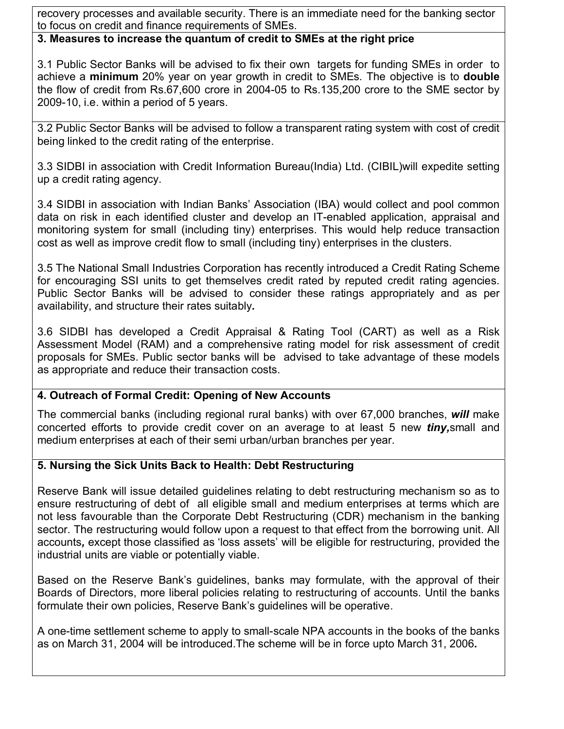recovery processes and available security. There is an immediate need for the banking sector to focus on credit and finance requirements of SMEs.

**3. Measures to increase the quantum of credit to SMEs at the right price**

3.1 Public Sector Banks will be advised to fix their own targets for funding SMEs in order to achieve a **minimum** 20% year on year growth in credit to SMEs. The objective is to **double** the flow of credit from Rs.67,600 crore in 2004-05 to Rs.135,200 crore to the SME sector by 2009-10, i.e. within a period of 5 years.

3.2 Public Sector Banks will be advised to follow a transparent rating system with cost of credit being linked to the credit rating of the enterprise.

3.3 SIDBI in association with Credit Information Bureau(India) Ltd. (CIBIL)will expedite setting up a credit rating agency.

3.4 SIDBI in association with Indian Banks' Association (IBA) would collect and pool common data on risk in each identified cluster and develop an IT-enabled application, appraisal and monitoring system for small (including tiny) enterprises. This would help reduce transaction cost as well as improve credit flow to small (including tiny) enterprises in the clusters.

3.5 The National Small Industries Corporation has recently introduced a Credit Rating Scheme for encouraging SSI units to get themselves credit rated by reputed credit rating agencies. Public Sector Banks will be advised to consider these ratings appropriately and as per availability, and structure their rates suitably*.*

3.6 SIDBI has developed a Credit Appraisal & Rating Tool (CART) as well as a Risk Assessment Model (RAM) and a comprehensive rating model for risk assessment of credit proposals for SMEs. Public sector banks will be advised to take advantage of these models as appropriate and reduce their transaction costs.

**4. Outreach of Formal Credit: Opening of New Accounts**

The commercial banks (including regional rural banks) with over 67,000 branches, ***will*** make concerted efforts to provide credit cover on an average to at least 5 new ***tiny,***small and medium enterprises at each of their semi urban/urban branches per year.

**5. Nursing the Sick Units Back to Health: Debt Restructuring**

Reserve Bank will issue detailed guidelines relating to debt restructuring mechanism so as to ensure restructuring of debt of all eligible small and medium enterprises at terms which are not less favourable than the Corporate Debt Restructuring (CDR) mechanism in the banking sector. The restructuring would follow upon a request to that effect from the borrowing unit. All accounts*,* except those classified as 'loss assets' will be eligible for restructuring, provided the industrial units are viable or potentially viable.

Based on the Reserve Bank's guidelines, banks may formulate, with the approval of their Boards of Directors, more liberal policies relating to restructuring of accounts. Until the banks formulate their own policies, Reserve Bank's guidelines will be operative.

A one-time settlement scheme to apply to small-scale NPA accounts in the books of the banks as on March 31, 2004 will be introduced.The scheme will be in force upto March 31, 2006*.*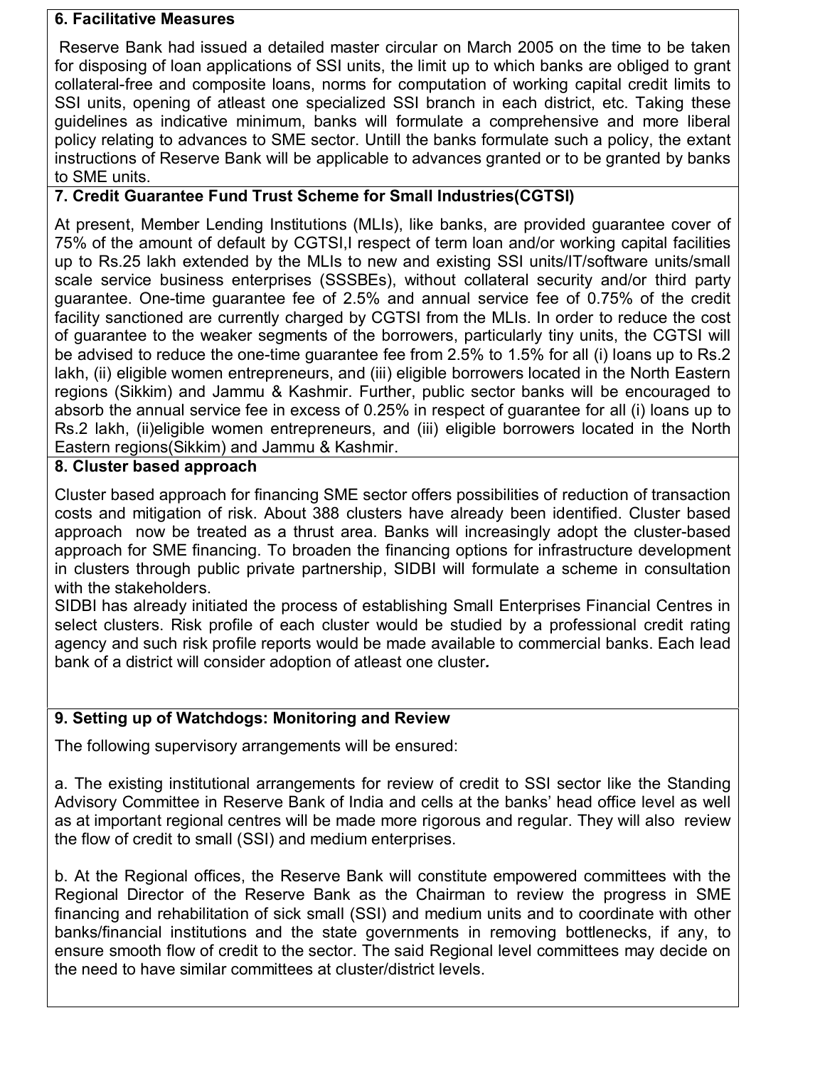**6. Facilitative Measures**

Reserve Bank had issued a detailed master circular on March 2005 on the time to be taken for disposing of loan applications of SSI units, the limit up to which banks are obliged to grant collateral-free and composite loans, norms for computation of working capital credit limits to SSI units, opening of atleast one specialized SSI branch in each district, etc. Taking these guidelines as indicative minimum, banks will formulate a comprehensive and more liberal policy relating to advances to SME sector. Untill the banks formulate such a policy, the extant instructions of Reserve Bank will be applicable to advances granted or to be granted by banks to SME units.

**7. Credit Guarantee Fund Trust Scheme for Small Industries(CGTSI)**

At present, Member Lending Institutions (MLIs), like banks, are provided guarantee cover of 75% of the amount of default by CGTSI,I respect of term loan and/or working capital facilities up to Rs.25 lakh extended by the MLIs to new and existing SSI units/IT/software units/small scale service business enterprises (SSSBEs), without collateral security and/or third party guarantee. One-time guarantee fee of 2.5% and annual service fee of 0.75% of the credit facility sanctioned are currently charged by CGTSI from the MLIs. In order to reduce the cost of guarantee to the weaker segments of the borrowers, particularly tiny units, the CGTSI will be advised to reduce the one-time guarantee fee from 2.5% to 1.5% for all (i) loans up to Rs.2 lakh, (ii) eligible women entrepreneurs, and (iii) eligible borrowers located in the North Eastern regions (Sikkim) and Jammu & Kashmir. Further, public sector banks will be encouraged to absorb the annual service fee in excess of 0.25% in respect of guarantee for all (i) loans up to Rs.2 lakh, (ii)eligible women entrepreneurs, and (iii) eligible borrowers located in the North Eastern regions(Sikkim) and Jammu & Kashmir.

**8. Cluster based approach**

Cluster based approach for financing SME sector offers possibilities of reduction of transaction costs and mitigation of risk. About 388 clusters have already been identified. Cluster based approach now be treated as a thrust area. Banks will increasingly adopt the cluster-based approach for SME financing. To broaden the financing options for infrastructure development in clusters through public private partnership, SIDBI will formulate a scheme in consultation with the stakeholders.

SIDBI has already initiated the process of establishing Small Enterprises Financial Centres in select clusters. Risk profile of each cluster would be studied by a professional credit rating agency and such risk profile reports would be made available to commercial banks. Each lead bank of a district will consider adoption of atleast one cluster**.**

**9. Setting up of Watchdogs: Monitoring and Review**

The following supervisory arrangements will be ensured:

a. The existing institutional arrangements for review of credit to SSI sector like the Standing Advisory Committee in Reserve Bank of India and cells at the banks' head office level as well as at important regional centres will be made more rigorous and regular. They will also review the flow of credit to small (SSI) and medium enterprises.

b. At the Regional offices, the Reserve Bank will constitute empowered committees with the Regional Director of the Reserve Bank as the Chairman to review the progress in SME financing and rehabilitation of sick small (SSI) and medium units and to coordinate with other banks/financial institutions and the state governments in removing bottlenecks, if any, to ensure smooth flow of credit to the sector. The said Regional level committees may decide on the need to have similar committees at cluster/district levels.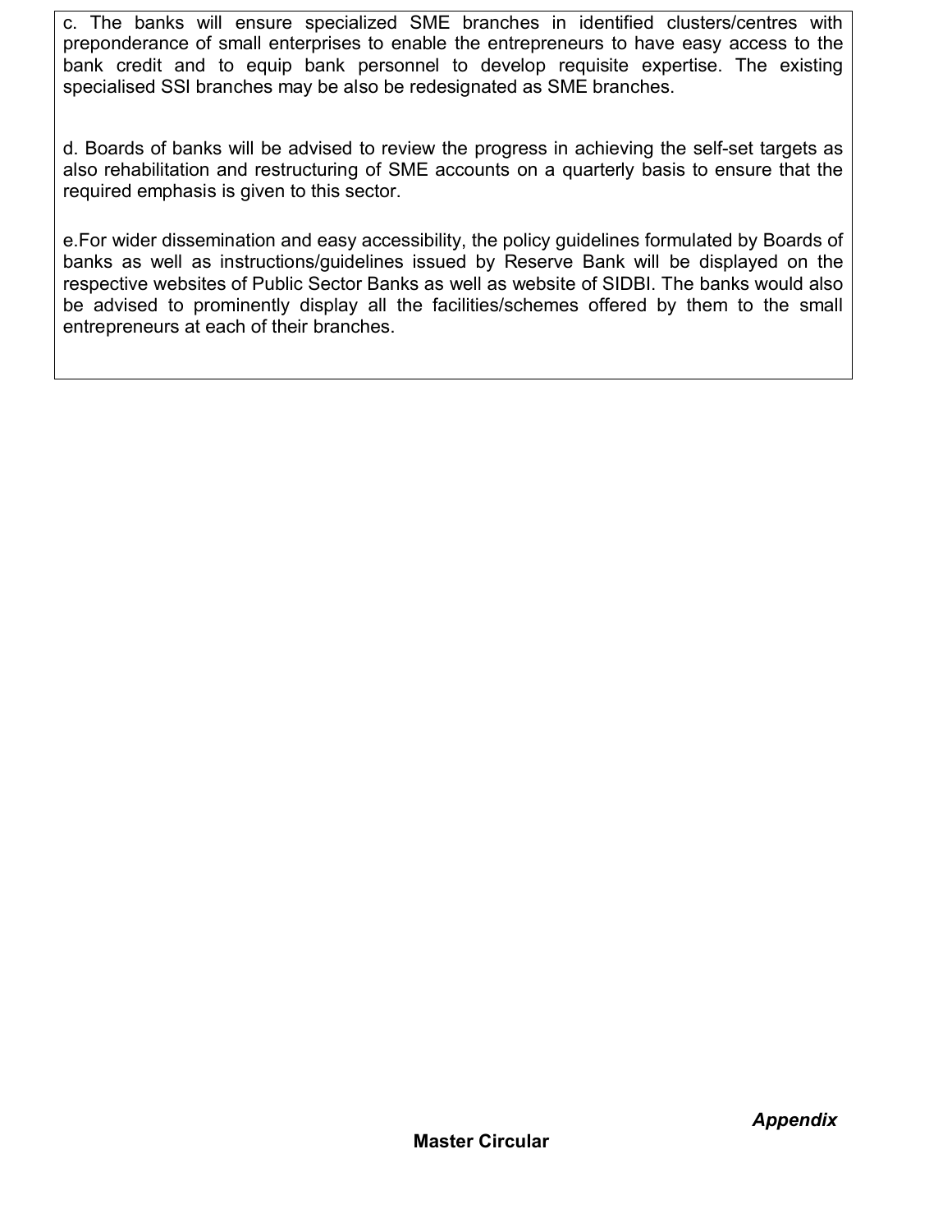c. The banks will ensure specialized SME branches in identified clusters/centres with preponderance of small enterprises to enable the entrepreneurs to have easy access to the bank credit and to equip bank personnel to develop requisite expertise. The existing specialised SSI branches may be also be redesignated as SME branches.

d. Boards of banks will be advised to review the progress in achieving the self-set targets as also rehabilitation and restructuring of SME accounts on a quarterly basis to ensure that the required emphasis is given to this sector.

e.For wider dissemination and easy accessibility, the policy guidelines formulated by Boards of banks as well as instructions/guidelines issued by Reserve Bank will be displayed on the respective websites of Public Sector Banks as well as website of SIDBI. The banks would also be advised to prominently display all the facilities/schemes offered by them to the small entrepreneurs at each of their branches.

***Appendix***

**Master Circular**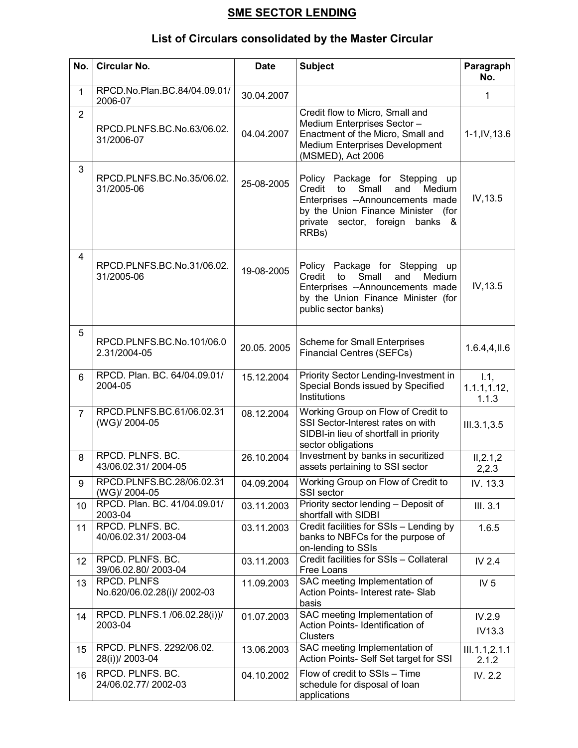**SME SECTOR LENDING**

**List of Circulars consolidated by the Master Circular**

| No. | Circular No. | Date | Subject | Paragraph No. |
|---|---|---|---|---|
| 1 | RPCD.No.Plan.BC.84/04.09.01/ 2006-07 | 30.04.2007 | | 1 |
| 2 | RPCD.PLNFS.BC.No.63/06.02. 31/2006-07 | 04.04.2007 | Credit flow to Micro, Small and Medium Enterprises Sector – Enactment of the Micro, Small and Medium Enterprises Development (MSMED), Act 2006 | 1-1,IV,13.6 |
| 3 | RPCD.PLNFS.BC.No.35/06.02. 31/2005-06 | 25-08-2005 | Policy Package for Stepping up Credit to Small and Medium Enterprises --Announcements made by the Union Finance Minister (for private sector, foreign banks & RRBs) | IV,13.5 |
| 4 | RPCD.PLNFS.BC.No.31/06.02. 31/2005-06 | 19-08-2005 | Policy Package for Stepping up Credit to Small and Medium Enterprises --Announcements made by the Union Finance Minister (for public sector banks) | IV,13.5 |
| 5 | RPCD.PLNFS.BC.No.101/06.0 2.31/2004-05 | 20.05. 2005 | Scheme for Small Enterprises Financial Centres (SEFCs) | 1.6.4,4,II.6 |
| 6 | RPCD. Plan. BC. 64/04.09.01/ 2004-05 | 15.12.2004 | Priority Sector Lending-Investment in Special Bonds issued by Specified Institutions | I.1, 1.1.1,1.12, 1.1.3 |
| 7 | RPCD.PLNFS.BC.61/06.02.31 (WG)/ 2004-05 | 08.12.2004 | Working Group on Flow of Credit to SSI Sector-Interest rates on with SIDBI-in lieu of shortfall in priority sector obligations | III.3.1,3.5 |
| 8 | RPCD. PLNFS. BC. 43/06.02.31/ 2004-05 | 26.10.2004 | Investment by banks in securitized assets pertaining to SSI sector | II,2.1,2 2,2.3 |
| 9 | RPCD.PLNFS.BC.28/06.02.31 (WG)/ 2004-05 | 04.09.2004 | Working Group on Flow of Credit to SSI sector | IV. 13.3 |
| 10 | RPCD. Plan. BC. 41/04.09.01/ 2003-04 | 03.11.2003 | Priority sector lending – Deposit of shortfall with SIDBI | III. 3.1 |
| 11 | RPCD. PLNFS. BC. 40/06.02.31/ 2003-04 | 03.11.2003 | Credit facilities for SSIs – Lending by banks to NBFCs for the purpose of on-lending to SSIs | 1.6.5 |
| 12 | RPCD. PLNFS. BC. 39/06.02.80/ 2003-04 | 03.11.2003 | Credit facilities for SSIs – Collateral Free Loans | IV 2.4 |
| 13 | RPCD. PLNFS No.620/06.02.28(i)/ 2002-03 | 11.09.2003 | SAC meeting Implementation of Action Points- Interest rate- Slab basis | IV 5 |
| 14 | RPCD. PLNFS.1 /06.02.28(i))/ 2003-04 | 01.07.2003 | SAC meeting Implementation of Action Points- Identification of Clusters | IV.2.9 IV13.3 |
| 15 | RPCD. PLNFS. 2292/06.02. 28(i))/ 2003-04 | 13.06.2003 | SAC meeting Implementation of Action Points- Self Set target for SSI | III.1.1,2.1.1 2.1.2 |
| 16 | RPCD. PLNFS. BC. 24/06.02.77/ 2002-03 | 04.10.2002 | Flow of credit to SSIs – Time schedule for disposal of loan applications | IV. 2.2 |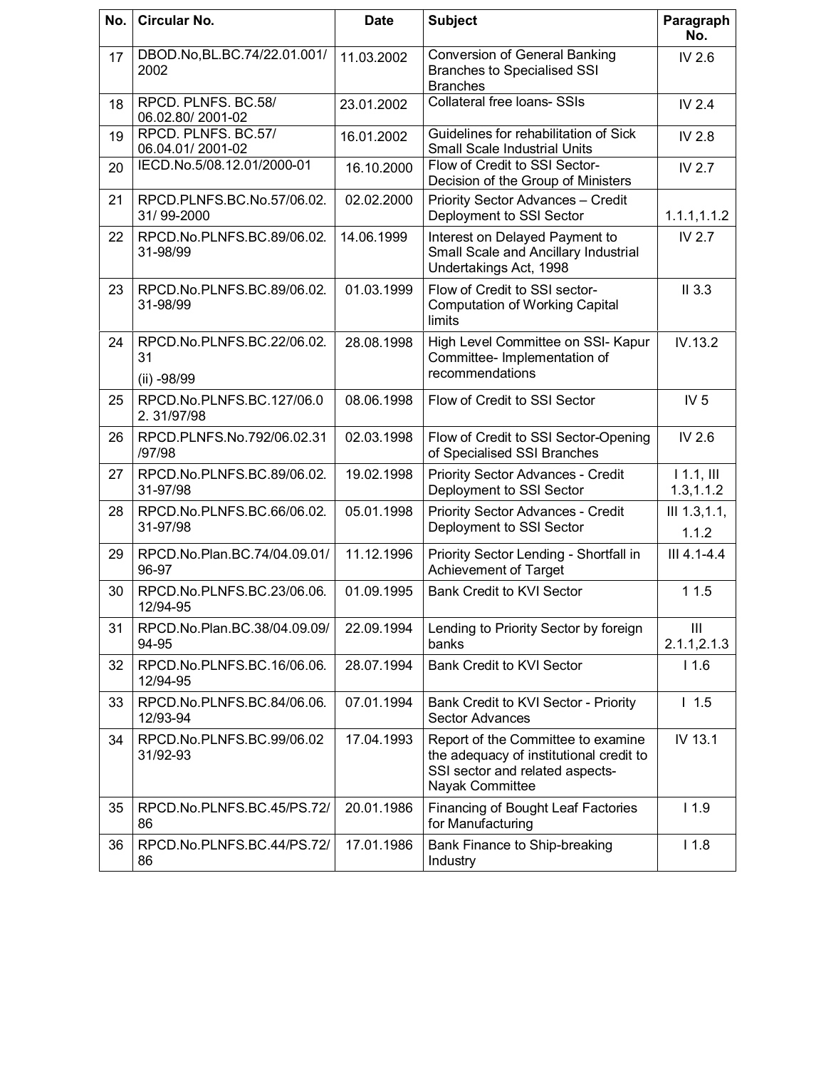| No. | Circular No. | Date | Subject | Paragraph No. |
|---|---|---|---|---|
| 17 | DBOD.No,BL.BC.74/22.01.001/ 2002 | 11.03.2002 | Conversion of General Banking Branches to Specialised SSI Branches | IV 2.6 |
| 18 | RPCD. PLNFS. BC.58/ 06.02.80/ 2001-02 | 23.01.2002 | Collateral free loans- SSIs | IV 2.4 |
| 19 | RPCD. PLNFS. BC.57/ 06.04.01/ 2001-02 | 16.01.2002 | Guidelines for rehabilitation of Sick Small Scale Industrial Units | IV 2.8 |
| 20 | IECD.No.5/08.12.01/2000-01 | 16.10.2000 | Flow of Credit to SSI Sector- Decision of the Group of Ministers | IV 2.7 |
| 21 | RPCD.PLNFS.BC.No.57/06.02. 31/ 99-2000 | 02.02.2000 | Priority Sector Advances – Credit Deployment to SSI Sector | 1.1.1,1.1.2 |
| 22 | RPCD.No.PLNFS.BC.89/06.02. 31-98/99 | 14.06.1999 | Interest on Delayed Payment to Small Scale and Ancillary Industrial Undertakings Act, 1998 | IV 2.7 |
| 23 | RPCD.No.PLNFS.BC.89/06.02. 31-98/99 | 01.03.1999 | Flow of Credit to SSI sector- Computation of Working Capital limits | II 3.3 |
| 24 | RPCD.No.PLNFS.BC.22/06.02. 31 (ii) -98/99 | 28.08.1998 | High Level Committee on SSI- Kapur Committee- Implementation of recommendations | IV.13.2 |
| 25 | RPCD.No.PLNFS.BC.127/06.0 2. 31/97/98 | 08.06.1998 | Flow of Credit to SSI Sector | IV 5 |
| 26 | RPCD.PLNFS.No.792/06.02.31 /97/98 | 02.03.1998 | Flow of Credit to SSI Sector-Opening of Specialised SSI Branches | IV 2.6 |
| 27 | RPCD.No.PLNFS.BC.89/06.02. 31-97/98 | 19.02.1998 | Priority Sector Advances - Credit Deployment to SSI Sector | I 1.1, III 1.3,1.1.2 |
| 28 | RPCD.No.PLNFS.BC.66/06.02. 31-97/98 | 05.01.1998 | Priority Sector Advances - Credit Deployment to SSI Sector | III 1.3,1.1, 1.1.2 |
| 29 | RPCD.No.Plan.BC.74/04.09.01/ 96-97 | 11.12.1996 | Priority Sector Lending - Shortfall in Achievement of Target | III 4.1-4.4 |
| 30 | RPCD.No.PLNFS.BC.23/06.06. 12/94-95 | 01.09.1995 | Bank Credit to KVI Sector | 1 1.5 |
| 31 | RPCD.No.Plan.BC.38/04.09.09/ 94-95 | 22.09.1994 | Lending to Priority Sector by foreign banks | III 2.1.1,2.1.3 |
| 32 | RPCD.No.PLNFS.BC.16/06.06. 12/94-95 | 28.07.1994 | Bank Credit to KVI Sector | I 1.6 |
| 33 | RPCD.No.PLNFS.BC.84/06.06. 12/93-94 | 07.01.1994 | Bank Credit to KVI Sector - Priority Sector Advances | I 1.5 |
| 34 | RPCD.No.PLNFS.BC.99/06.02 31/92-93 | 17.04.1993 | Report of the Committee to examine the adequacy of institutional credit to SSI sector and related aspects- Nayak Committee | IV 13.1 |
| 35 | RPCD.No.PLNFS.BC.45/PS.72/ 86 | 20.01.1986 | Financing of Bought Leaf Factories for Manufacturing | I 1.9 |
| 36 | RPCD.No.PLNFS.BC.44/PS.72/ 86 | 17.01.1986 | Bank Finance to Ship-breaking Industry | I 1.8 |